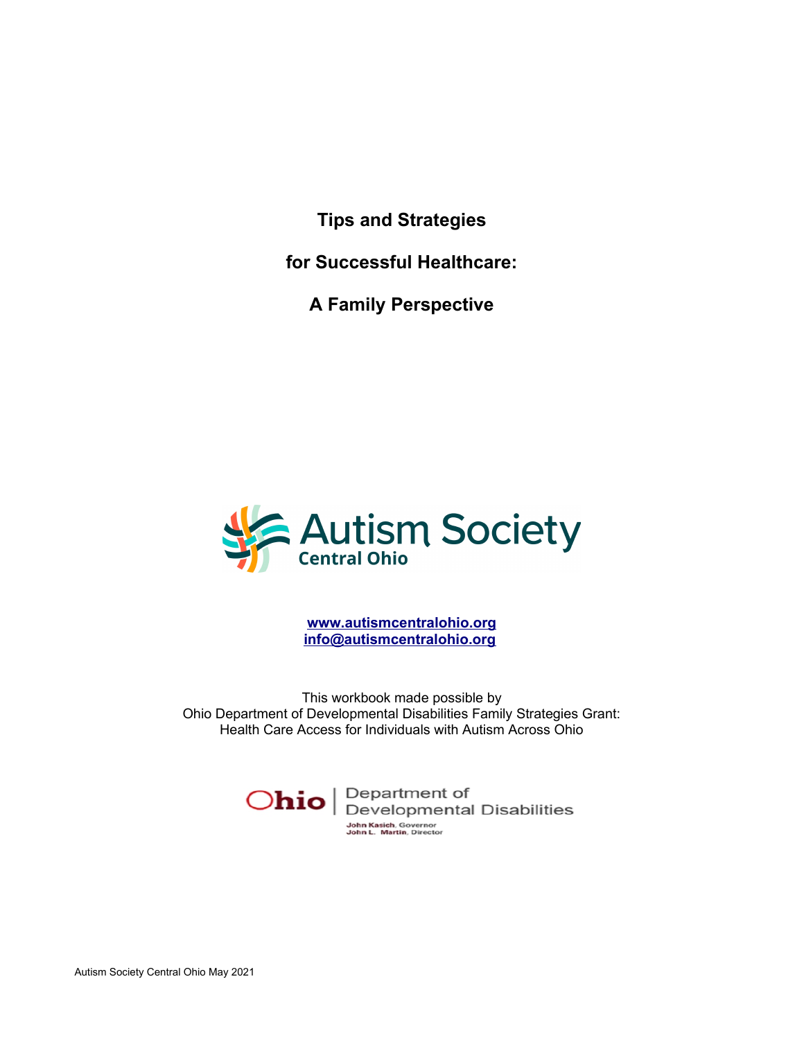# Tips and Strategies

# for Successful Healthcare:

# A Family Perspective

Autism Society
Central Ohio

[www.autismcentralohio.org](http://www.autismcentralohio.org)
[info@autismcentralohio.org](mailto:info@autismcentralohio.org)

This workbook made possible by
Ohio Department of Developmental Disabilities Family Strategies Grant:
Health Care Access for Individuals with Autism Across Ohio

Ohio | Department of Developmental Disabilities
John Kasich, Governor
John L. Martin, Director

Autism Society Central Ohio May 2021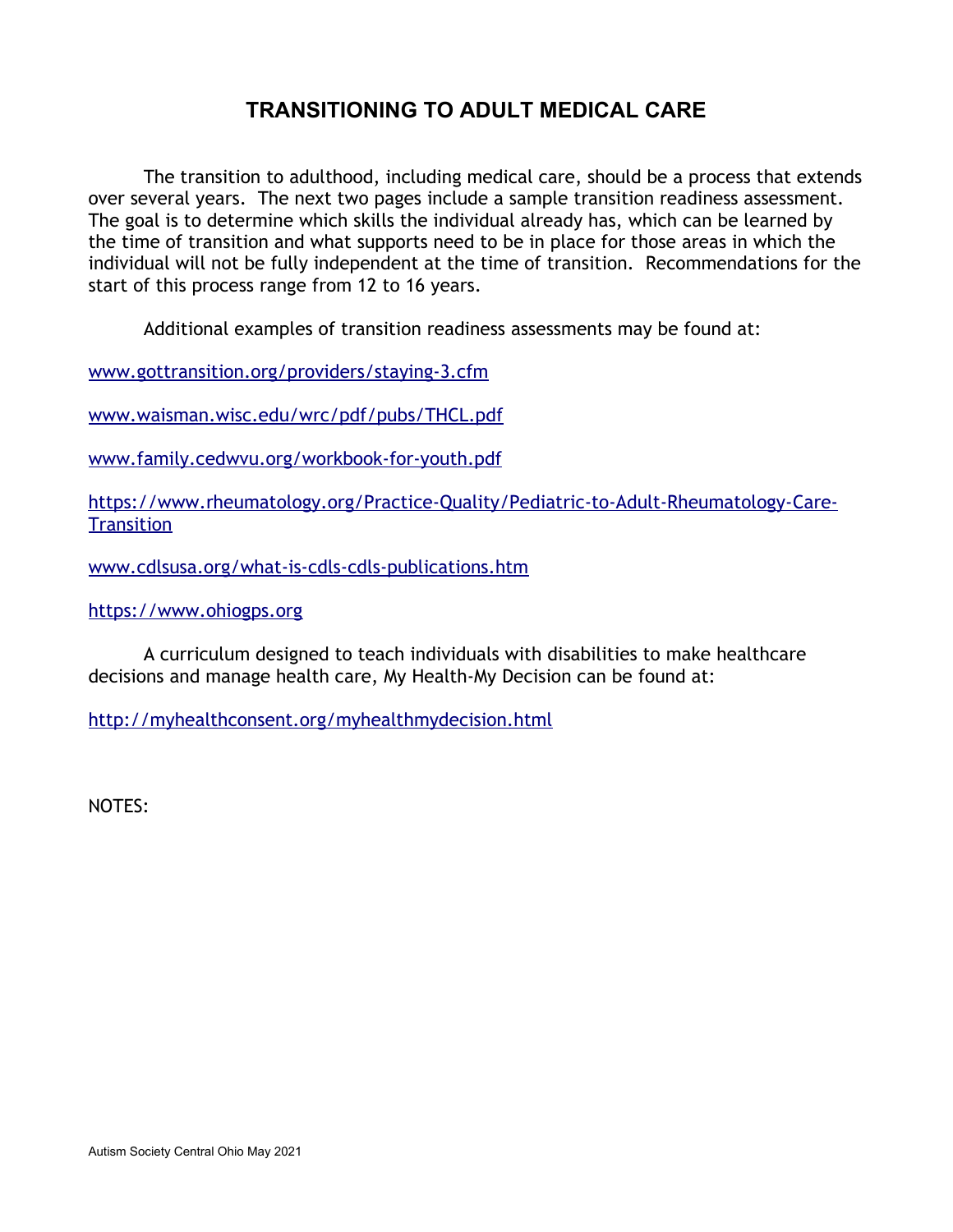# TRANSITIONING TO ADULT MEDICAL CARE

The transition to adulthood, including medical care, should be a process that extends over several years. The next two pages include a sample transition readiness assessment. The goal is to determine which skills the individual already has, which can be learned by the time of transition and what supports need to be in place for those areas in which the individual will not be fully independent at the time of transition. Recommendations for the start of this process range from 12 to 16 years.

Additional examples of transition readiness assessments may be found at:

www.gottransition.org/providers/staying-3.cfm

www.waisman.wisc.edu/wrc/pdf/pubs/THCL.pdf

www.family.cedwvu.org/workbook-for-youth.pdf

https://www.rheumatology.org/Practice-Quality/Pediatric-to-Adult-Rheumatology-Care-Transition

www.cdlsusa.org/what-is-cdls-cdls-publications.htm

https://www.ohiogps.org

A curriculum designed to teach individuals with disabilities to make healthcare decisions and manage health care, My Health-My Decision can be found at:

http://myhealthconsent.org/myhealthmydecision.html

NOTES: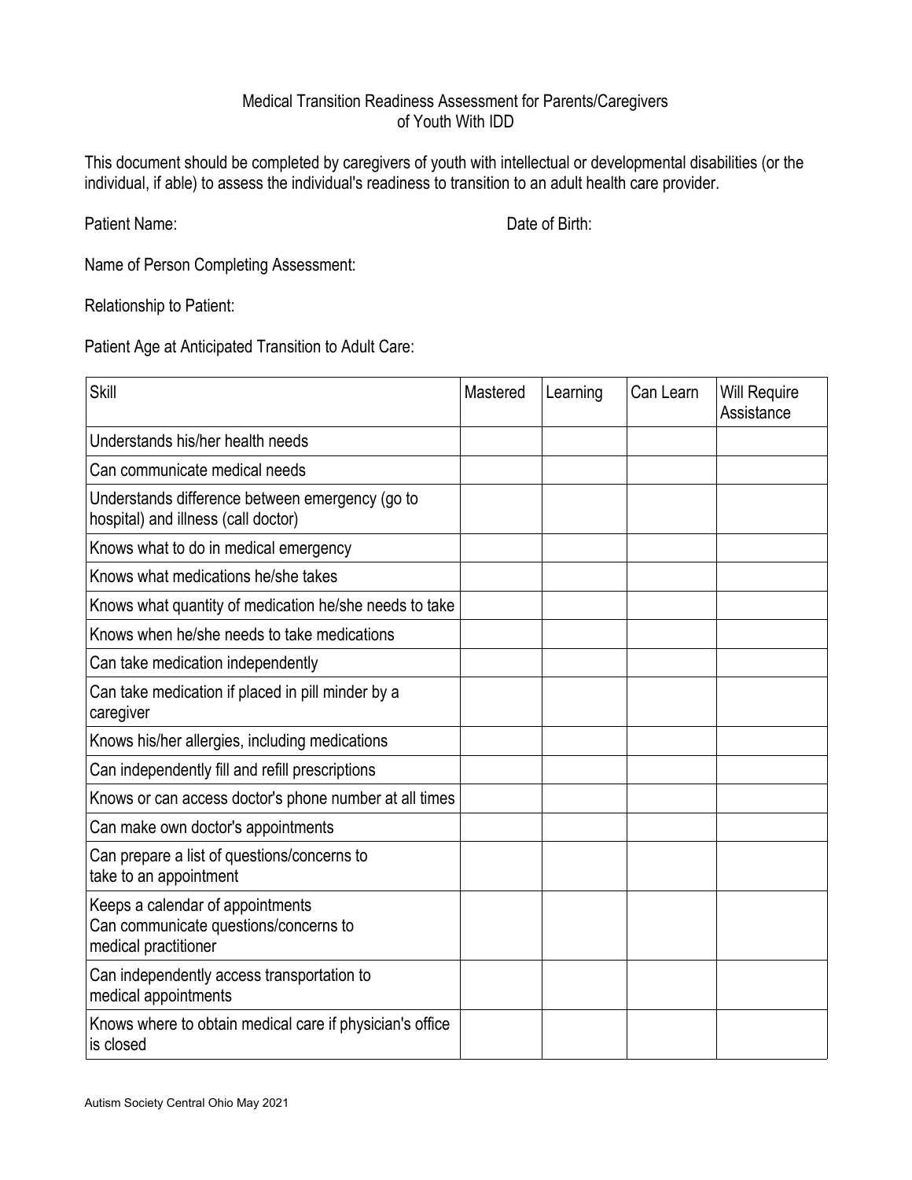Medical Transition Readiness Assessment for Parents/Caregivers of Youth With IDD

This document should be completed by caregivers of youth with intellectual or developmental disabilities (or the individual, if able) to assess the individual's readiness to transition to an adult health care provider.

Patient Name: Date of Birth:

Name of Person Completing Assessment:

Relationship to Patient:

Patient Age at Anticipated Transition to Adult Care:

| Skill | Mastered | Learning | Can Learn | Will Require Assistance |
|---|---|---|---|---|
| Understands his/her health needs | | | | |
| Can communicate medical needs | | | | |
| Understands difference between emergency (go to hospital) and illness (call doctor) | | | | |
| Knows what to do in medical emergency | | | | |
| Knows what medications he/she takes | | | | |
| Knows what quantity of medication he/she needs to take | | | | |
| Knows when he/she needs to take medications | | | | |
| Can take medication independently | | | | |
| Can take medication if placed in pill minder by a caregiver | | | | |
| Knows his/her allergies, including medications | | | | |
| Can independently fill and refill prescriptions | | | | |
| Knows or can access doctor's phone number at all times | | | | |
| Can make own doctor's appointments | | | | |
| Can prepare a list of questions/concerns to take to an appointment | | | | |
| Keeps a calendar of appointments Can communicate questions/concerns to medical practitioner | | | | |
| Can independently access transportation to medical appointments | | | | |
| Knows where to obtain medical care if physician's office is closed | | | | |

Autism Society Central Ohio May 2021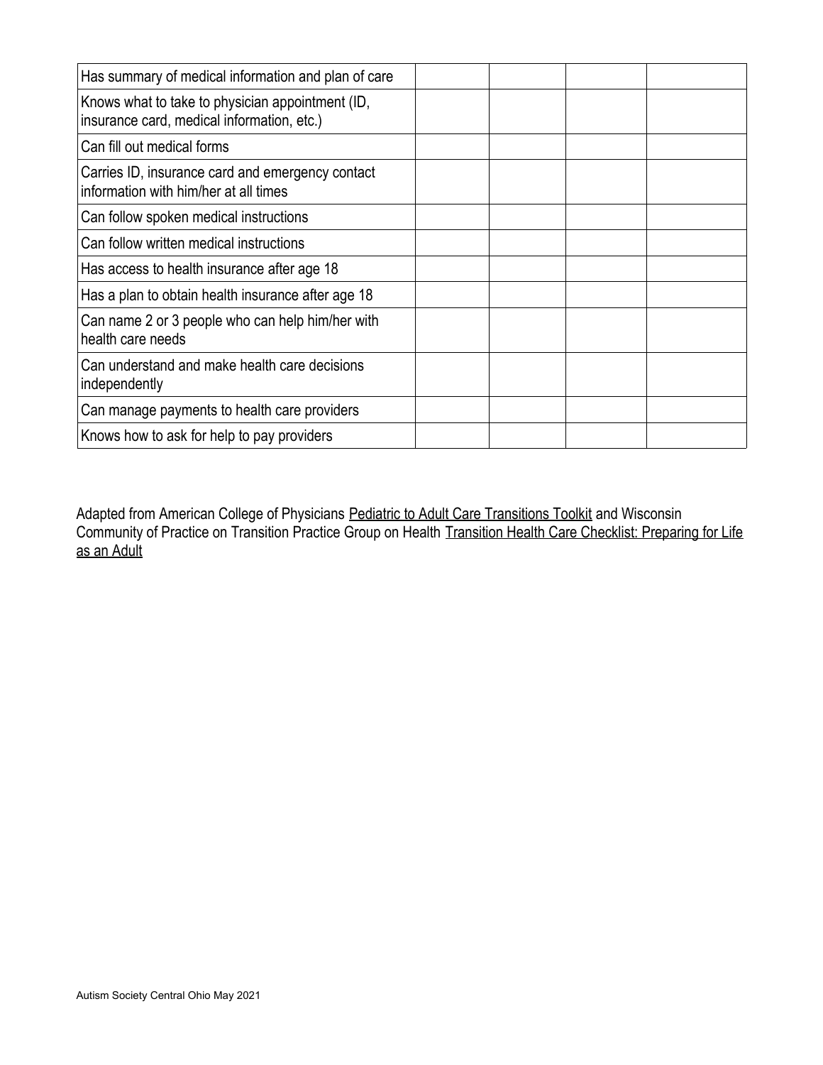| | | | | |
|---|---|---|---|---|
| Has summary of medical information and plan of care | | | | |
| Knows what to take to physician appointment (ID, insurance card, medical information, etc.) | | | | |
| Can fill out medical forms | | | | |
| Carries ID, insurance card and emergency contact information with him/her at all times | | | | |
| Can follow spoken medical instructions | | | | |
| Can follow written medical instructions | | | | |
| Has access to health insurance after age 18 | | | | |
| Has a plan to obtain health insurance after age 18 | | | | |
| Can name 2 or 3 people who can help him/her with health care needs | | | | |
| Can understand and make health care decisions independently | | | | |
| Can manage payments to health care providers | | | | |
| Knows how to ask for help to pay providers | | | | |

Adapted from American College of Physicians Pediatric to Adult Care Transitions Toolkit and Wisconsin Community of Practice on Transition Practice Group on Health Transition Health Care Checklist: Preparing for Life as an Adult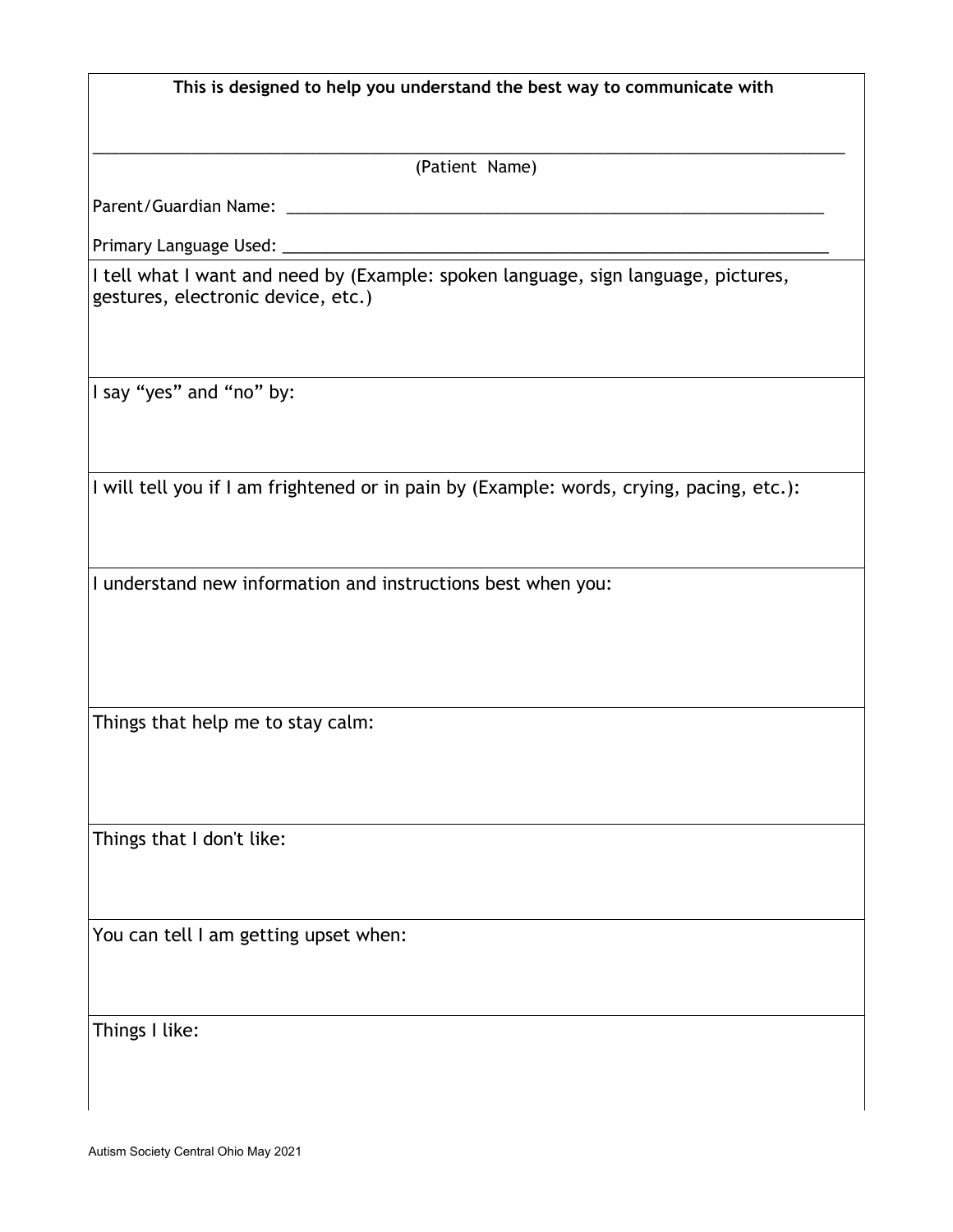**This is designed to help you understand the best way to communicate with**

_______________________________________________________________________________

(Patient Name)

Parent/Guardian Name: ________________________________________________________

Primary Language Used: ________________________________________________________

I tell what I want and need by (Example: spoken language, sign language, pictures, gestures, electronic device, etc.)

I say "yes" and "no" by:

I will tell you if I am frightened or in pain by (Example: words, crying, pacing, etc.):

I understand new information and instructions best when you:

Things that help me to stay calm:

Things that I don't like:

You can tell I am getting upset when:

Things I like:

Autism Society Central Ohio May 2021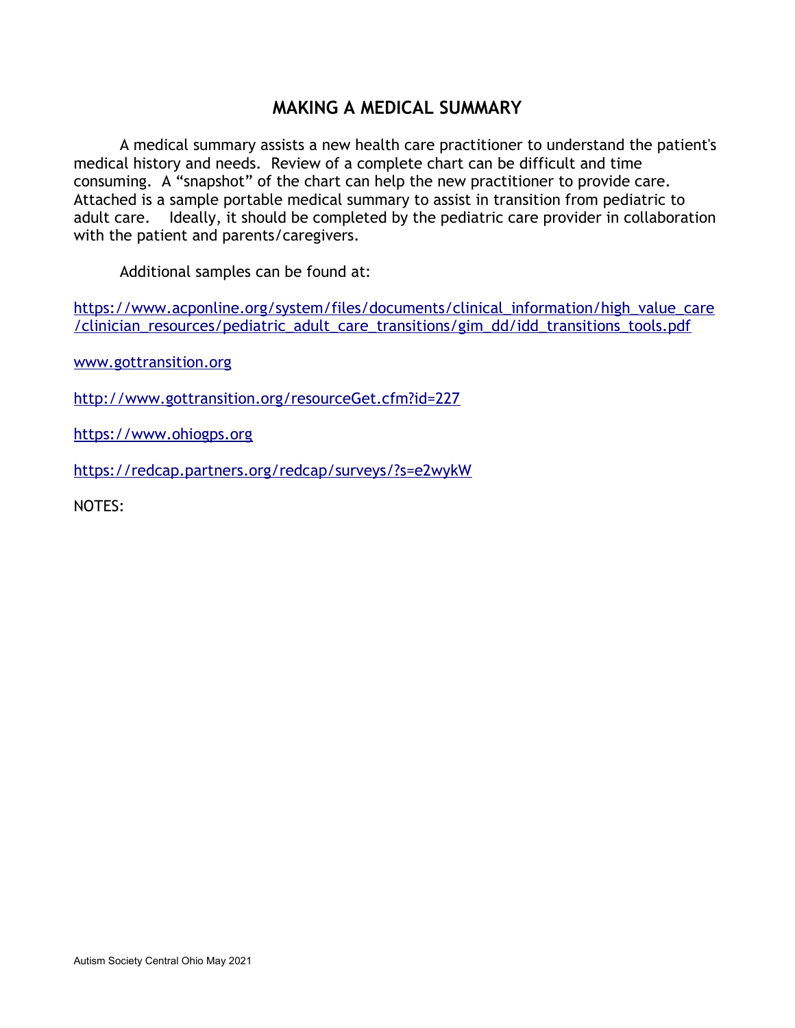# MAKING A MEDICAL SUMMARY

A medical summary assists a new health care practitioner to understand the patient's medical history and needs. Review of a complete chart can be difficult and time consuming. A "snapshot" of the chart can help the new practitioner to provide care. Attached is a sample portable medical summary to assist in transition from pediatric to adult care. Ideally, it should be completed by the pediatric care provider in collaboration with the patient and parents/caregivers.

Additional samples can be found at:

https://www.acponline.org/system/files/documents/clinical_information/high_value_care/clinician_resources/pediatric_adult_care_transitions/gim_dd/idd_transitions_tools.pdf

www.gottransition.org

http://www.gottransition.org/resourceGet.cfm?id=227

https://www.ohiogps.org

https://redcap.partners.org/redcap/surveys/?s=e2wykW

NOTES: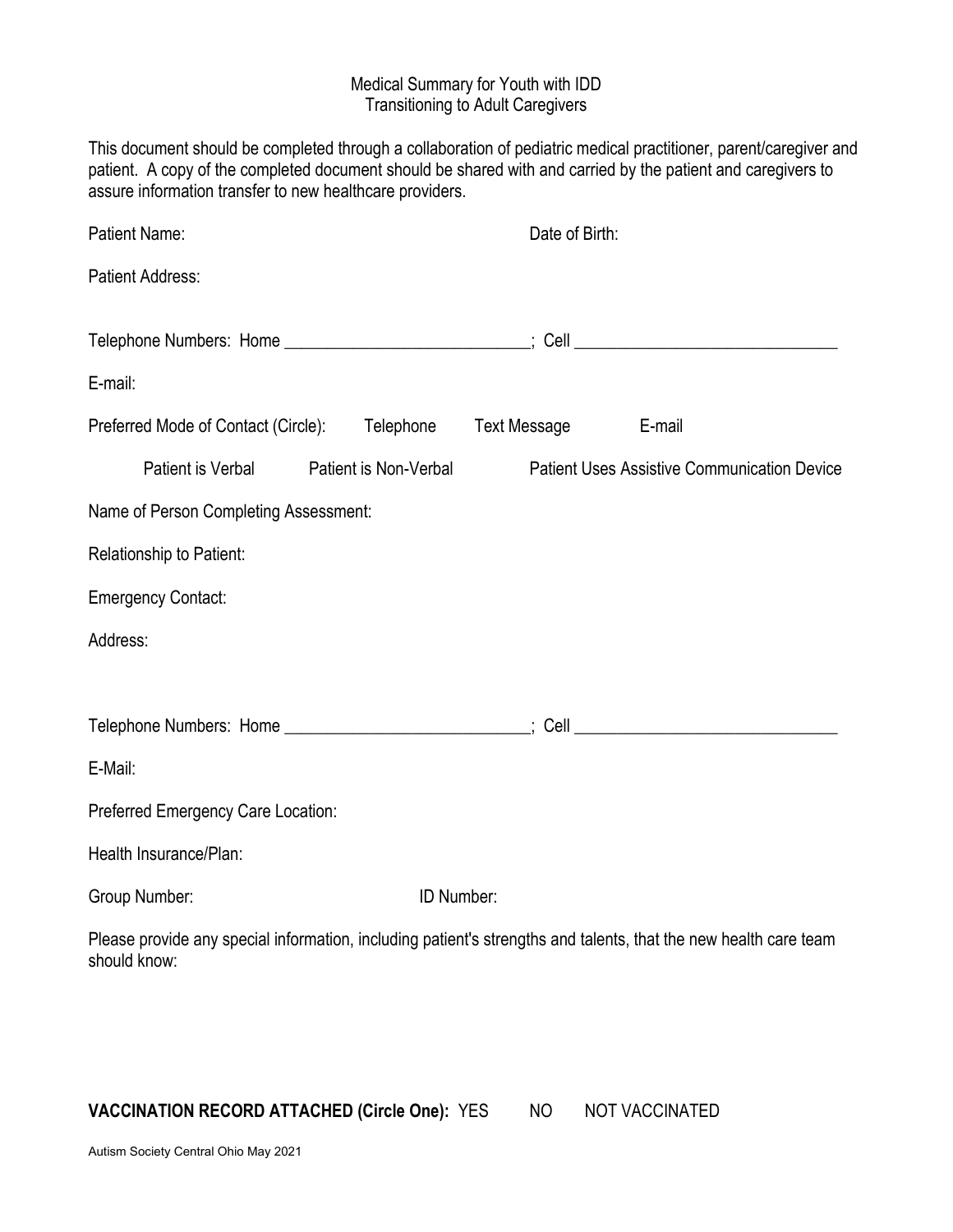# Medical Summary for Youth with IDD
## Transitioning to Adult Caregivers

This document should be completed through a collaboration of pediatric medical practitioner, parent/caregiver and patient. A copy of the completed document should be shared with and carried by the patient and caregivers to assure information transfer to new healthcare providers.

Patient Name: Date of Birth:

Patient Address:

Telephone Numbers: Home ____________________________; Cell ______________________________

E-mail:

Preferred Mode of Contact (Circle): Telephone Text Message E-mail

Patient is Verbal Patient is Non-Verbal Patient Uses Assistive Communication Device

Name of Person Completing Assessment:

Relationship to Patient:

Emergency Contact:

Address:

Telephone Numbers: Home ____________________________; Cell ______________________________

E-Mail:

Preferred Emergency Care Location:

Health Insurance/Plan:

Group Number: ID Number:

Please provide any special information, including patient's strengths and talents, that the new health care team should know:

**VACCINATION RECORD ATTACHED (Circle One):** YES NO NOT VACCINATED

Autism Society Central Ohio May 2021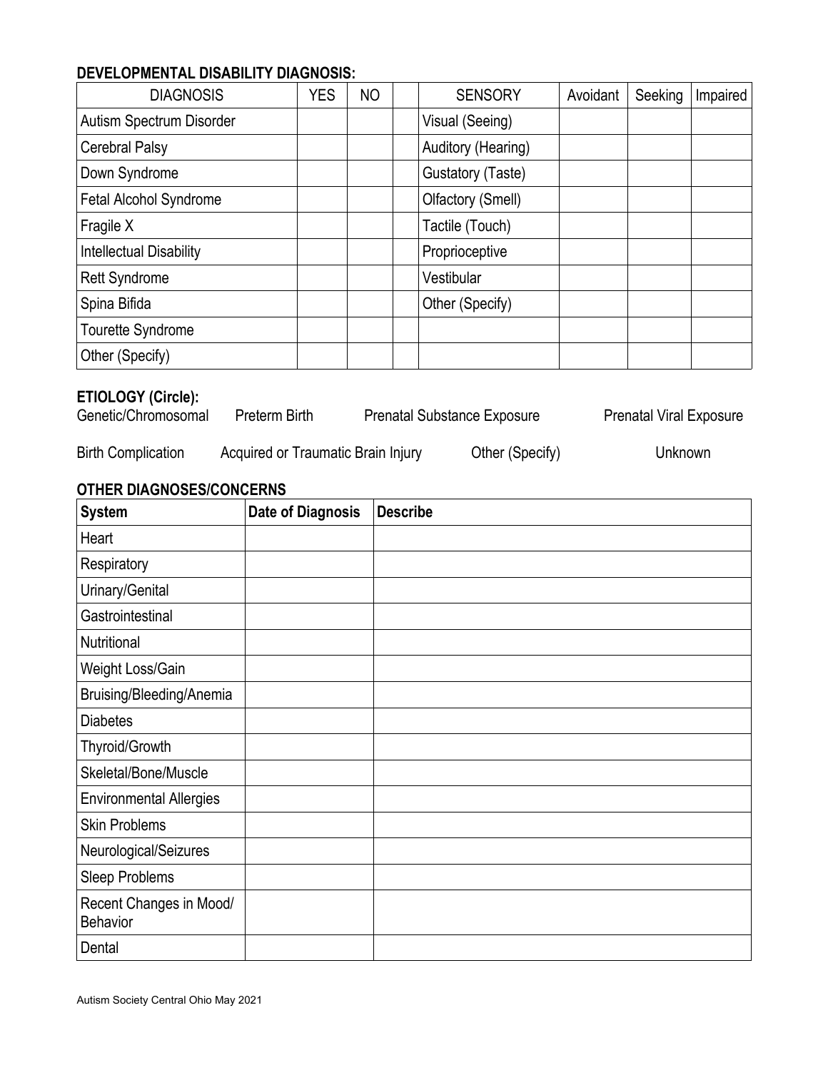**DEVELOPMENTAL DISABILITY DIAGNOSIS:**

| DIAGNOSIS | YES | NO | | SENSORY | Avoidant | Seeking | Impaired |
|---|---|---|---|---|---|---|---|
| Autism Spectrum Disorder | | | | Visual (Seeing) | | | |
| Cerebral Palsy | | | | Auditory (Hearing) | | | |
| Down Syndrome | | | | Gustatory (Taste) | | | |
| Fetal Alcohol Syndrome | | | | Olfactory (Smell) | | | |
| Fragile X | | | | Tactile (Touch) | | | |
| Intellectual Disability | | | | Proprioceptive | | | |
| Rett Syndrome | | | | Vestibular | | | |
| Spina Bifida | | | | Other (Specify) | | | |
| Tourette Syndrome | | | | | | | |
| Other (Specify) | | | | | | | |

**ETIOLOGY (Circle):**

Genetic/Chromosomal  Preterm Birth  Prenatal Substance Exposure  Prenatal Viral Exposure

Birth Complication  Acquired or Traumatic Brain Injury  Other (Specify)  Unknown

**OTHER DIAGNOSES/CONCERNS**

| System | Date of Diagnosis | Describe |
|---|---|---|
| Heart | | |
| Respiratory | | |
| Urinary/Genital | | |
| Gastrointestinal | | |
| Nutritional | | |
| Weight Loss/Gain | | |
| Bruising/Bleeding/Anemia | | |
| Diabetes | | |
| Thyroid/Growth | | |
| Skeletal/Bone/Muscle | | |
| Environmental Allergies | | |
| Skin Problems | | |
| Neurological/Seizures | | |
| Sleep Problems | | |
| Recent Changes in Mood/ Behavior | | |
| Dental | | |

Autism Society Central Ohio May 2021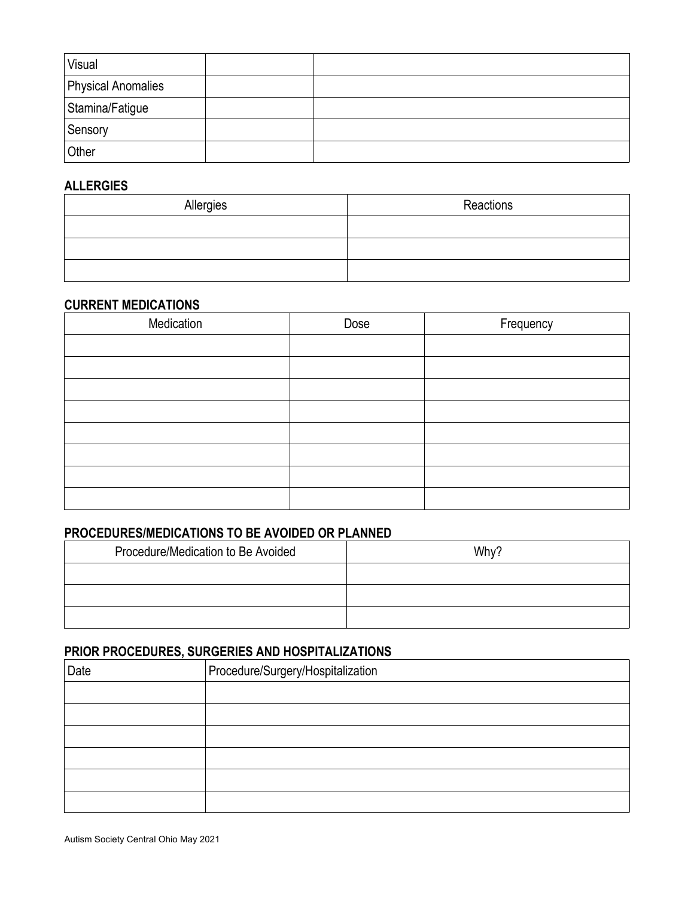| | | |
|---|---|---|
| Visual | | |
| Physical Anomalies | | |
| Stamina/Fatigue | | |
| Sensory | | |
| Other | | |

**ALLERGIES**

| Allergies | Reactions |
|---|---|
| | |
| | |
| | |

**CURRENT MEDICATIONS**

| Medication | Dose | Frequency |
|---|---|---|
| | | |
| | | |
| | | |
| | | |
| | | |
| | | |
| | | |
| | | |

**PROCEDURES/MEDICATIONS TO BE AVOIDED OR PLANNED**

| Procedure/Medication to Be Avoided | Why? |
|---|---|
| | |
| | |
| | |

**PRIOR PROCEDURES, SURGERIES AND HOSPITALIZATIONS**

| Date | Procedure/Surgery/Hospitalization |
|---|---|
| | |
| | |
| | |
| | |
| | |
| | |

Autism Society Central Ohio May 2021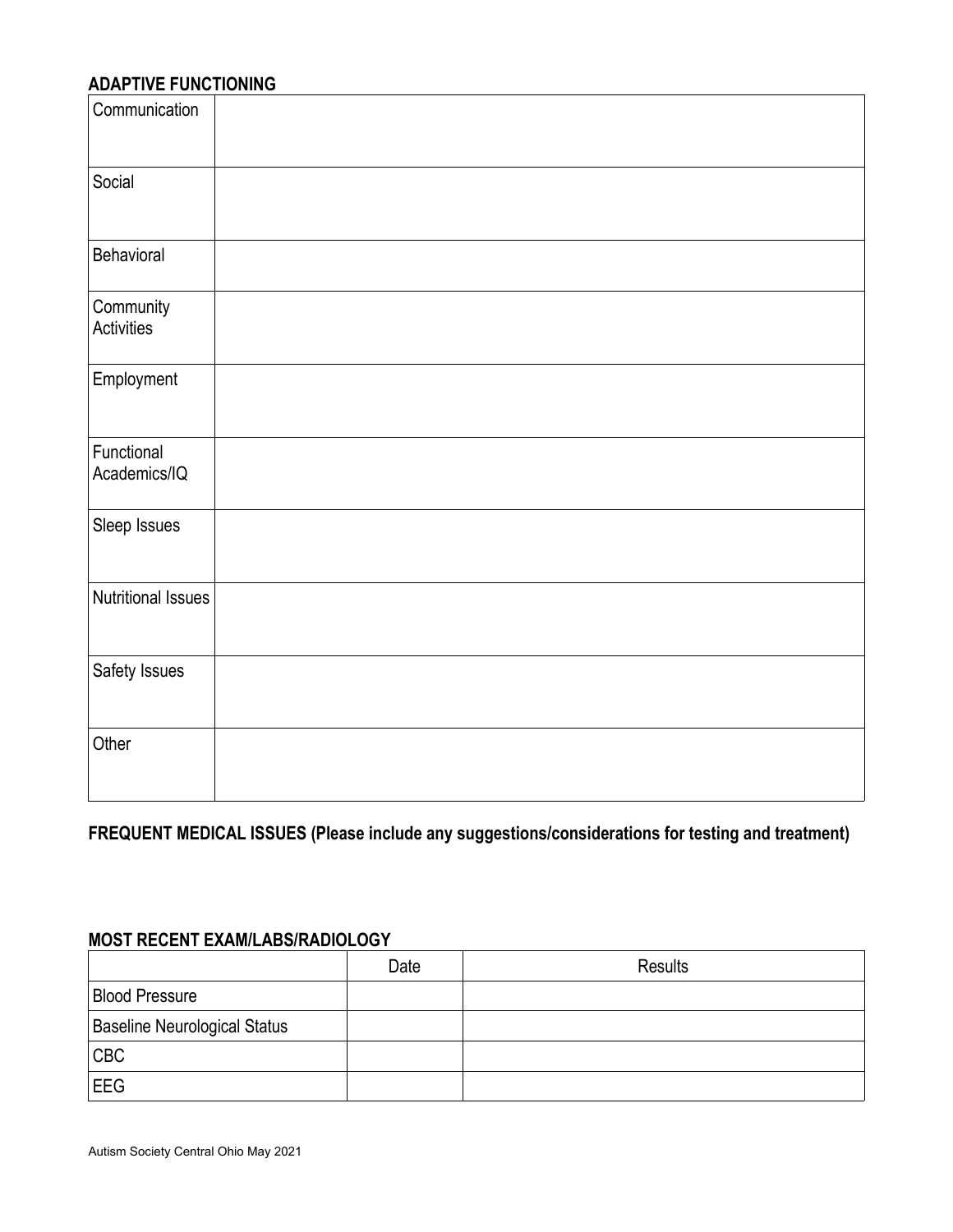**ADAPTIVE FUNCTIONING**

| | |
|---|---|
| Communication | |
| Social | |
| Behavioral | |
| Community Activities | |
| Employment | |
| Functional Academics/IQ | |
| Sleep Issues | |
| Nutritional Issues | |
| Safety Issues | |
| Other | |

**FREQUENT MEDICAL ISSUES (Please include any suggestions/considerations for testing and treatment)**

**MOST RECENT EXAM/LABS/RADIOLOGY**

| | Date | Results |
|---|---|---|
| Blood Pressure | | |
| Baseline Neurological Status | | |
| CBC | | |
| EEG | | |

Autism Society Central Ohio May 2021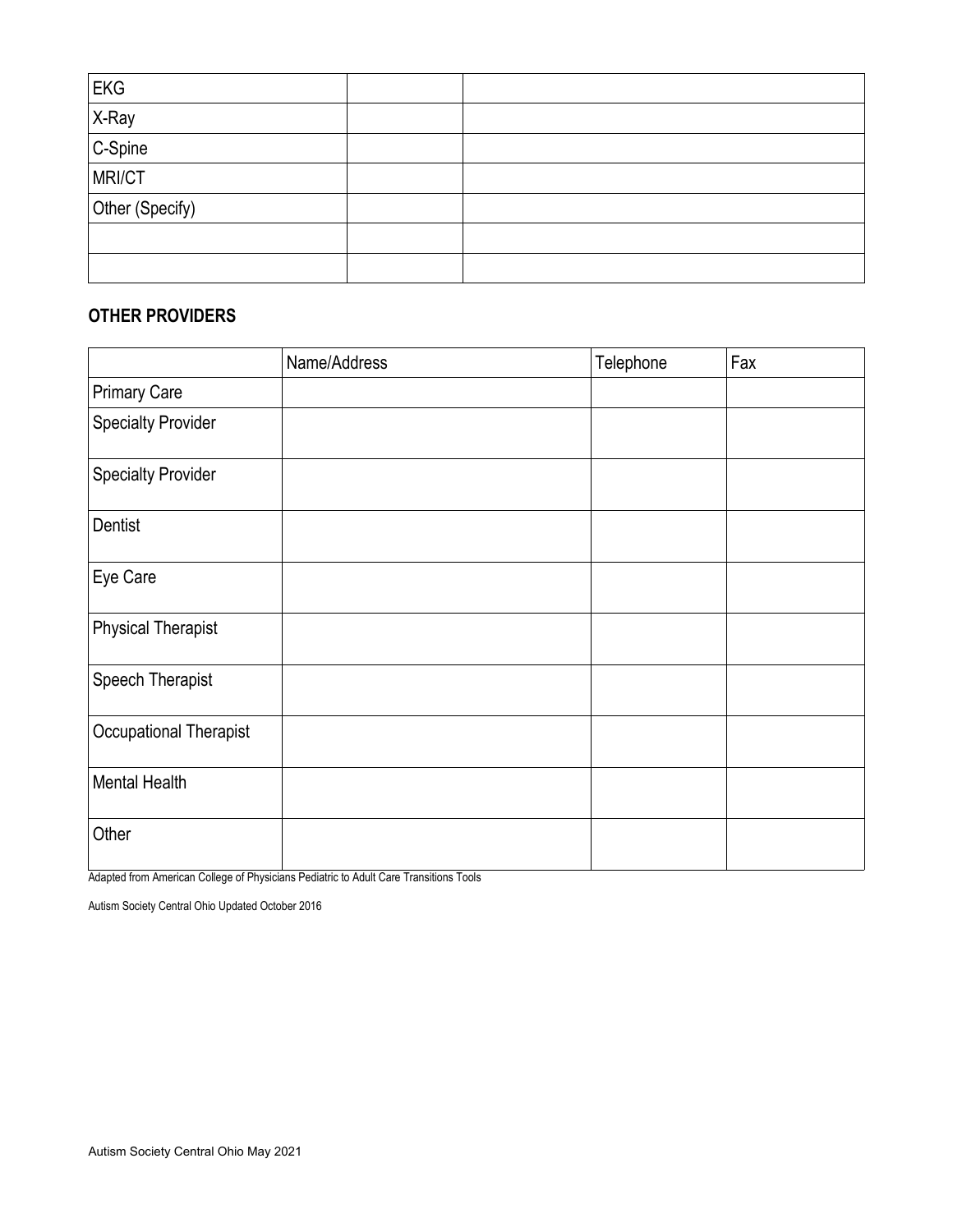| | | |
|---|---|---|
| EKG | | |
| X-Ray | | |
| C-Spine | | |
| MRI/CT | | |
| Other (Specify) | | |
| | | |
| | | |

## OTHER PROVIDERS

| | Name/Address | Telephone | Fax |
|---|---|---|---|
| Primary Care | | | |
| Specialty Provider | | | |
| Specialty Provider | | | |
| Dentist | | | |
| Eye Care | | | |
| Physical Therapist | | | |
| Speech Therapist | | | |
| Occupational Therapist | | | |
| Mental Health | | | |
| Other | | | |

Adapted from American College of Physicians Pediatric to Adult Care Transitions Tools

Autism Society Central Ohio Updated October 2016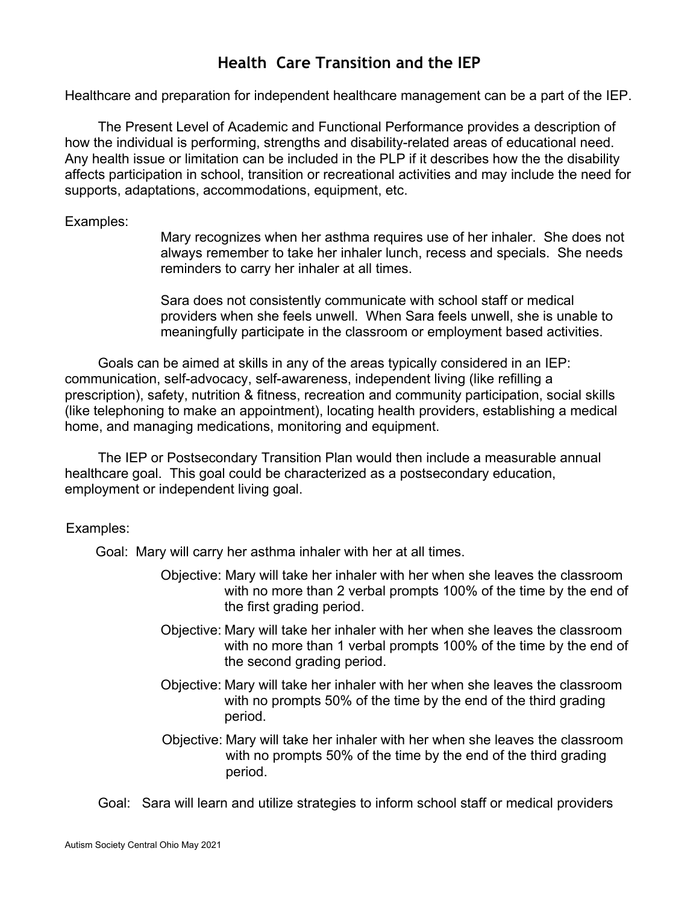# Health Care Transition and the IEP

Healthcare and preparation for independent healthcare management can be a part of the IEP.

The Present Level of Academic and Functional Performance provides a description of how the individual is performing, strengths and disability-related areas of educational need. Any health issue or limitation can be included in the PLP if it describes how the the disability affects participation in school, transition or recreational activities and may include the need for supports, adaptations, accommodations, equipment, etc.

Examples:

> Mary recognizes when her asthma requires use of her inhaler. She does not always remember to take her inhaler lunch, recess and specials. She needs reminders to carry her inhaler at all times.
>
> Sara does not consistently communicate with school staff or medical providers when she feels unwell. When Sara feels unwell, she is unable to meaningfully participate in the classroom or employment based activities.

Goals can be aimed at skills in any of the areas typically considered in an IEP: communication, self-advocacy, self-awareness, independent living (like refilling a prescription), safety, nutrition & fitness, recreation and community participation, social skills (like telephoning to make an appointment), locating health providers, establishing a medical home, and managing medications, monitoring and equipment.

The IEP or Postsecondary Transition Plan would then include a measurable annual healthcare goal. This goal could be characterized as a postsecondary education, employment or independent living goal.

Examples:

Goal: Mary will carry her asthma inhaler with her at all times.

- Objective: Mary will take her inhaler with her when she leaves the classroom with no more than 2 verbal prompts 100% of the time by the end of the first grading period.
- Objective: Mary will take her inhaler with her when she leaves the classroom with no more than 1 verbal prompts 100% of the time by the end of the second grading period.
- Objective: Mary will take her inhaler with her when she leaves the classroom with no prompts 50% of the time by the end of the third grading period.
- Objective: Mary will take her inhaler with her when she leaves the classroom with no prompts 50% of the time by the end of the third grading period.

Goal: Sara will learn and utilize strategies to inform school staff or medical providers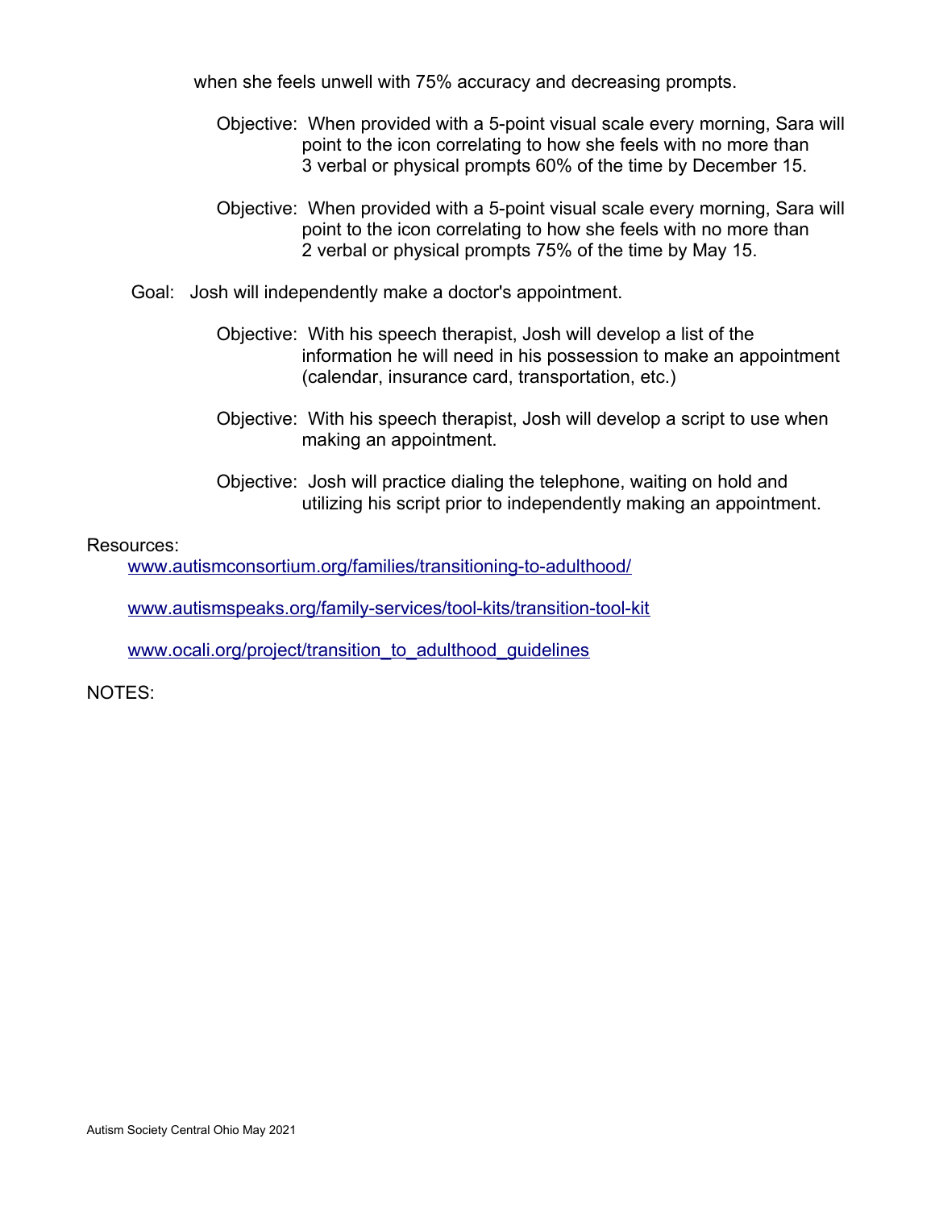when she feels unwell with 75% accuracy and decreasing prompts.

Objective: When provided with a 5-point visual scale every morning, Sara will point to the icon correlating to how she feels with no more than 3 verbal or physical prompts 60% of the time by December 15.

Objective: When provided with a 5-point visual scale every morning, Sara will point to the icon correlating to how she feels with no more than 2 verbal or physical prompts 75% of the time by May 15.

Goal: Josh will independently make a doctor's appointment.

Objective: With his speech therapist, Josh will develop a list of the information he will need in his possession to make an appointment (calendar, insurance card, transportation, etc.)

Objective: With his speech therapist, Josh will develop a script to use when making an appointment.

Objective: Josh will practice dialing the telephone, waiting on hold and utilizing his script prior to independently making an appointment.

Resources:

www.autismconsortium.org/families/transitioning-to-adulthood/

www.autismspeaks.org/family-services/tool-kits/transition-tool-kit

www.ocali.org/project/transition_to_adulthood_guidelines

NOTES: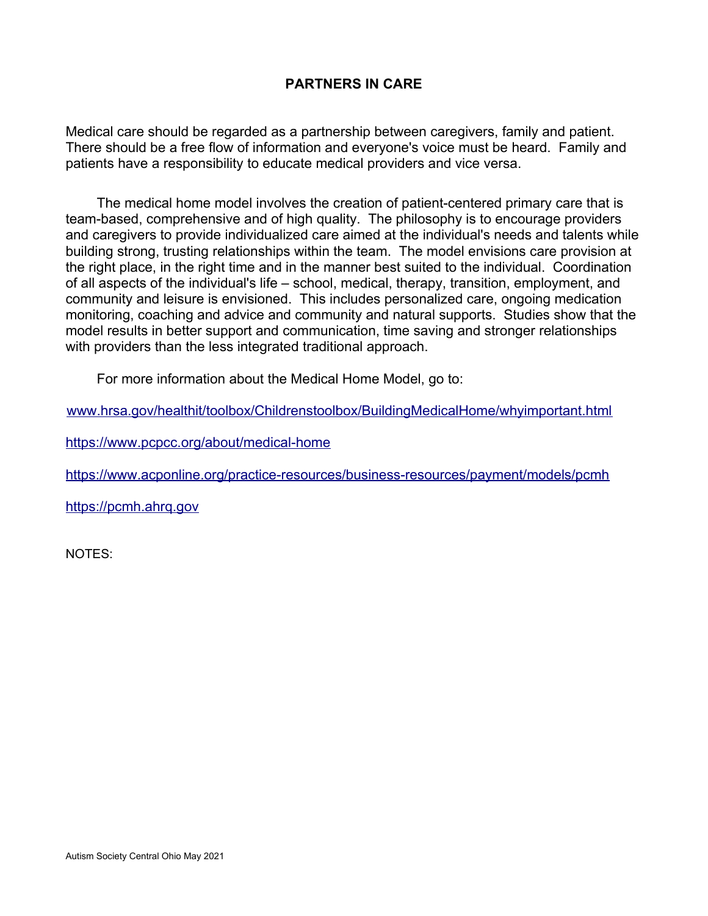## PARTNERS IN CARE

Medical care should be regarded as a partnership between caregivers, family and patient. There should be a free flow of information and everyone's voice must be heard. Family and patients have a responsibility to educate medical providers and vice versa.

The medical home model involves the creation of patient-centered primary care that is team-based, comprehensive and of high quality. The philosophy is to encourage providers and caregivers to provide individualized care aimed at the individual's needs and talents while building strong, trusting relationships within the team. The model envisions care provision at the right place, in the right time and in the manner best suited to the individual. Coordination of all aspects of the individual's life – school, medical, therapy, transition, employment, and community and leisure is envisioned. This includes personalized care, ongoing medication monitoring, coaching and advice and community and natural supports. Studies show that the model results in better support and communication, time saving and stronger relationships with providers than the less integrated traditional approach.

For more information about the Medical Home Model, go to:

www.hrsa.gov/healthit/toolbox/Childrenstoolbox/BuildingMedicalHome/whyimportant.html

https://www.pcpcc.org/about/medical-home

https://www.acponline.org/practice-resources/business-resources/payment/models/pcmh

https://pcmh.ahrq.gov

NOTES: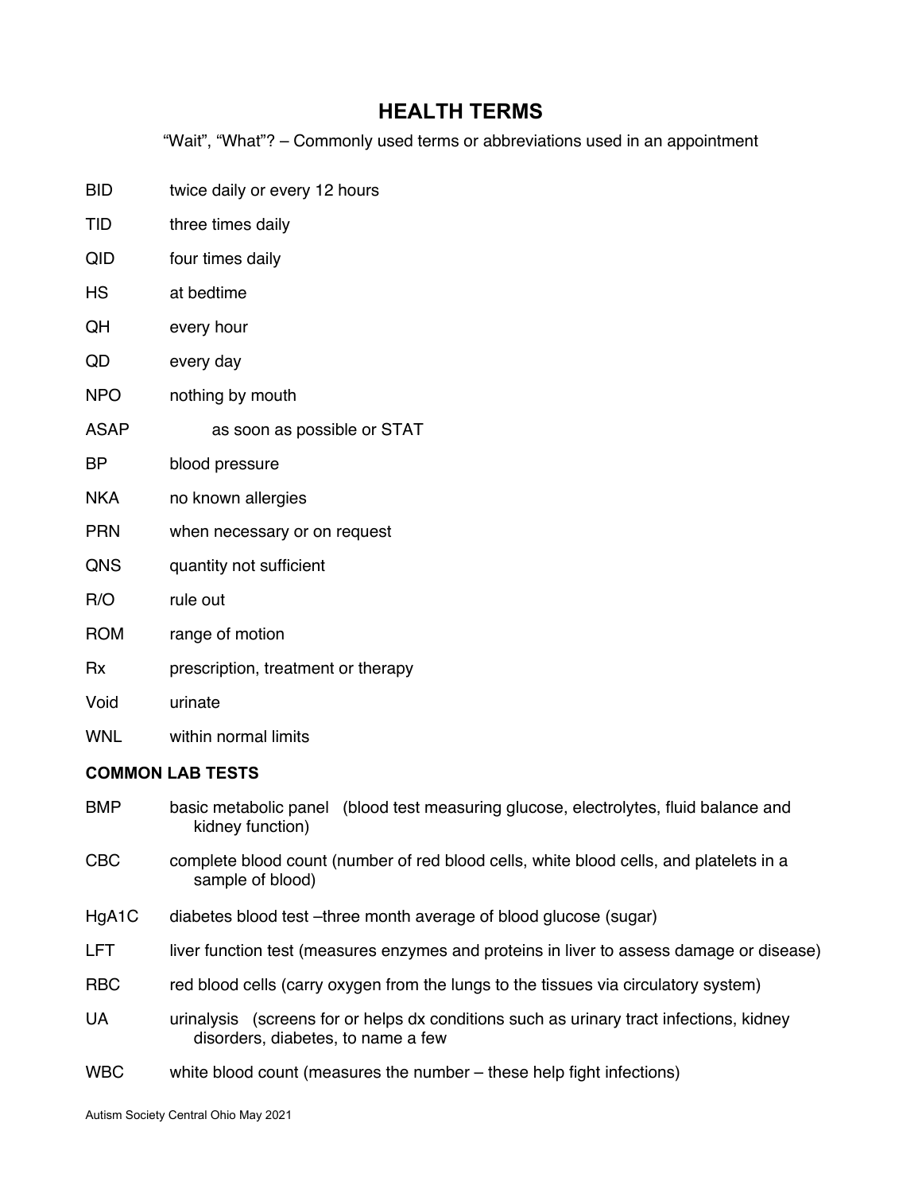# HEALTH TERMS

"Wait", "What"? – Commonly used terms or abbreviations used in an appointment

| | |
|---|---|
| BID | twice daily or every 12 hours |
| TID | three times daily |
| QID | four times daily |
| HS | at bedtime |
| QH | every hour |
| QD | every day |
| NPO | nothing by mouth |
| ASAP | as soon as possible or STAT |
| BP | blood pressure |
| NKA | no known allergies |
| PRN | when necessary or on request |
| QNS | quantity not sufficient |
| R/O | rule out |
| ROM | range of motion |
| Rx | prescription, treatment or therapy |
| Void | urinate |
| WNL | within normal limits |

**COMMON LAB TESTS**

| | |
|---|---|
| BMP | basic metabolic panel (blood test measuring glucose, electrolytes, fluid balance and kidney function) |
| CBC | complete blood count (number of red blood cells, white blood cells, and platelets in a sample of blood) |
| HgA1C | diabetes blood test –three month average of blood glucose (sugar) |
| LFT | liver function test (measures enzymes and proteins in liver to assess damage or disease) |
| RBC | red blood cells (carry oxygen from the lungs to the tissues via circulatory system) |
| UA | urinalysis (screens for or helps dx conditions such as urinary tract infections, kidney disorders, diabetes, to name a few |
| WBC | white blood count (measures the number – these help fight infections) |

Autism Society Central Ohio May 2021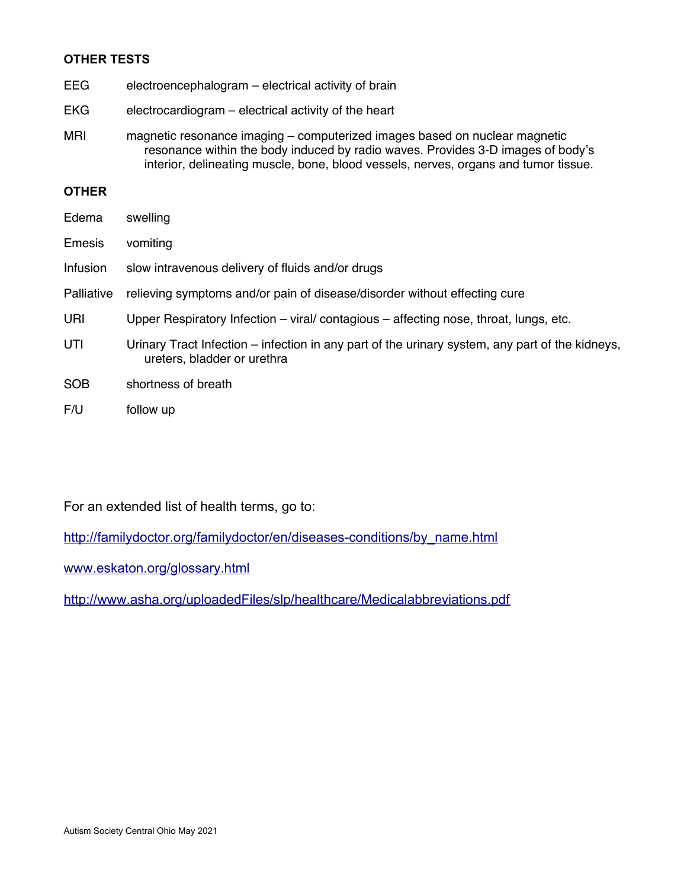### OTHER TESTS

| | |
|---|---|
| EEG | electroencephalogram – electrical activity of brain |
| EKG | electrocardiogram – electrical activity of the heart |
| MRI | magnetic resonance imaging – computerized images based on nuclear magnetic resonance within the body induced by radio waves. Provides 3-D images of body's interior, delineating muscle, bone, blood vessels, nerves, organs and tumor tissue. |

### OTHER

| | |
|---|---|
| Edema | swelling |
| Emesis | vomiting |
| Infusion | slow intravenous delivery of fluids and/or drugs |
| Palliative | relieving symptoms and/or pain of disease/disorder without effecting cure |
| URI | Upper Respiratory Infection – viral/ contagious – affecting nose, throat, lungs, etc. |
| UTI | Urinary Tract Infection – infection in any part of the urinary system, any part of the kidneys, ureters, bladder or urethra |
| SOB | shortness of breath |
| F/U | follow up |

For an extended list of health terms, go to:

http://familydoctor.org/familydoctor/en/diseases-conditions/by_name.html

www.eskaton.org/glossary.html

http://www.asha.org/uploadedFiles/slp/healthcare/Medicalabbreviations.pdf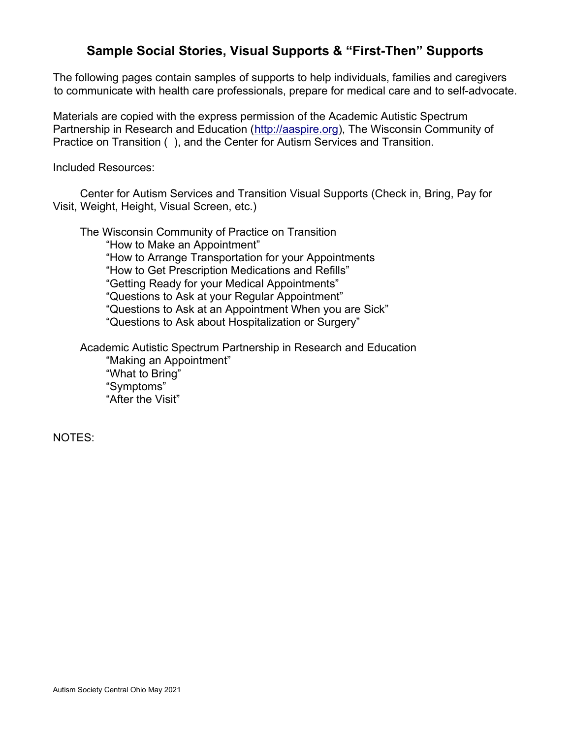# Sample Social Stories, Visual Supports & "First-Then" Supports

The following pages contain samples of supports to help individuals, families and caregivers to communicate with health care professionals, prepare for medical care and to self-advocate.

Materials are copied with the express permission of the Academic Autistic Spectrum Partnership in Research and Education (http://aaspire.org), The Wisconsin Community of Practice on Transition ( ), and the Center for Autism Services and Transition.

Included Resources:

Center for Autism Services and Transition Visual Supports (Check in, Bring, Pay for Visit, Weight, Height, Visual Screen, etc.)

The Wisconsin Community of Practice on Transition

- "How to Make an Appointment"
- "How to Arrange Transportation for your Appointments
- "How to Get Prescription Medications and Refills"
- "Getting Ready for your Medical Appointments"
- "Questions to Ask at your Regular Appointment"
- "Questions to Ask at an Appointment When you are Sick"
- "Questions to Ask about Hospitalization or Surgery"

Academic Autistic Spectrum Partnership in Research and Education

- "Making an Appointment"
- "What to Bring"
- "Symptoms"
- "After the Visit"

NOTES:

Autism Society Central Ohio May 2021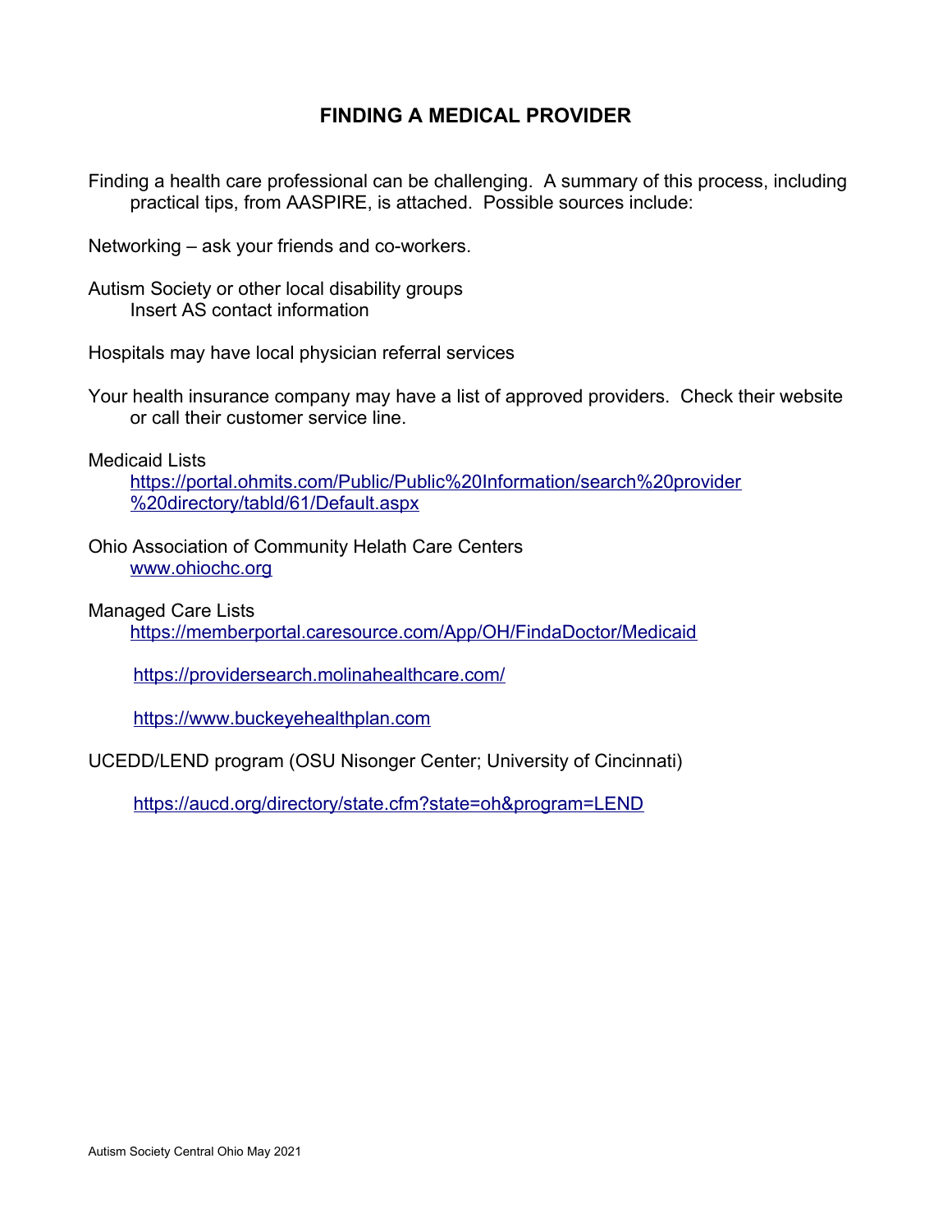# FINDING A MEDICAL PROVIDER

Finding a health care professional can be challenging. A summary of this process, including practical tips, from AASPIRE, is attached. Possible sources include:

Networking – ask your friends and co-workers.

Autism Society or other local disability groups
Insert AS contact information

Hospitals may have local physician referral services

Your health insurance company may have a list of approved providers. Check their website or call their customer service line.

Medicaid Lists
https://portal.ohmits.com/Public/Public%20Information/search%20provider%20directory/tabId/61/Default.aspx

Ohio Association of Community Helath Care Centers
www.ohiochc.org

Managed Care Lists
https://memberportal.caresource.com/App/OH/FindaDoctor/Medicaid

https://providersearch.molinahealthcare.com/

https://www.buckeyehealthplan.com

UCEDD/LEND program (OSU Nisonger Center; University of Cincinnati)

https://aucd.org/directory/state.cfm?state=oh&program=LEND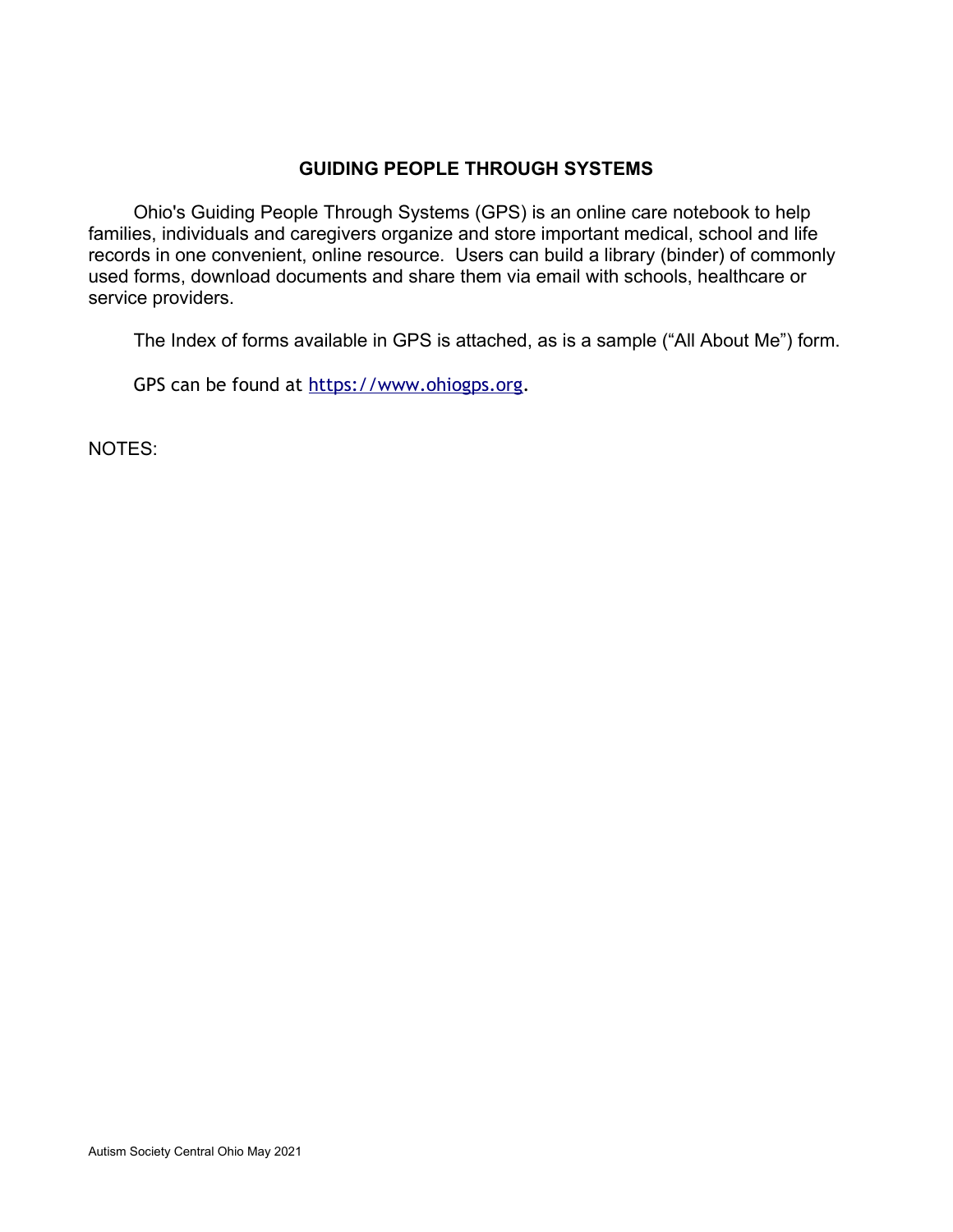# GUIDING PEOPLE THROUGH SYSTEMS

Ohio's Guiding People Through Systems (GPS) is an online care notebook to help families, individuals and caregivers organize and store important medical, school and life records in one convenient, online resource. Users can build a library (binder) of commonly used forms, download documents and share them via email with schools, healthcare or service providers.

The Index of forms available in GPS is attached, as is a sample ("All About Me") form.

GPS can be found at https://www.ohiogps.org.

NOTES:

Autism Society Central Ohio May 2021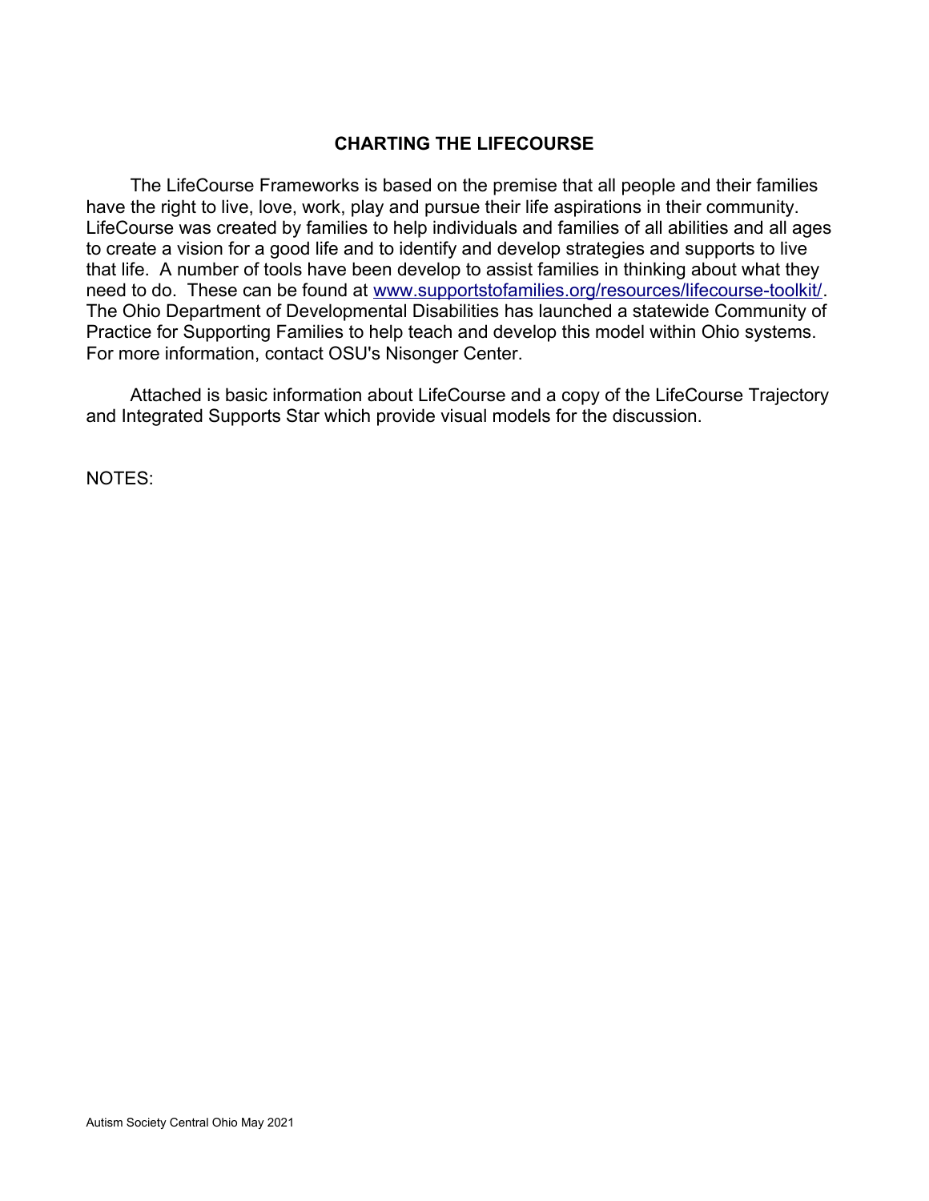## CHARTING THE LIFECOURSE

The LifeCourse Frameworks is based on the premise that all people and their families have the right to live, love, work, play and pursue their life aspirations in their community. LifeCourse was created by families to help individuals and families of all abilities and all ages to create a vision for a good life and to identify and develop strategies and supports to live that life. A number of tools have been develop to assist families in thinking about what they need to do. These can be found at www.supportstofamilies.org/resources/lifecourse-toolkit/. The Ohio Department of Developmental Disabilities has launched a statewide Community of Practice for Supporting Families to help teach and develop this model within Ohio systems. For more information, contact OSU's Nisonger Center.

Attached is basic information about LifeCourse and a copy of the LifeCourse Trajectory and Integrated Supports Star which provide visual models for the discussion.

NOTES:

Autism Society Central Ohio May 2021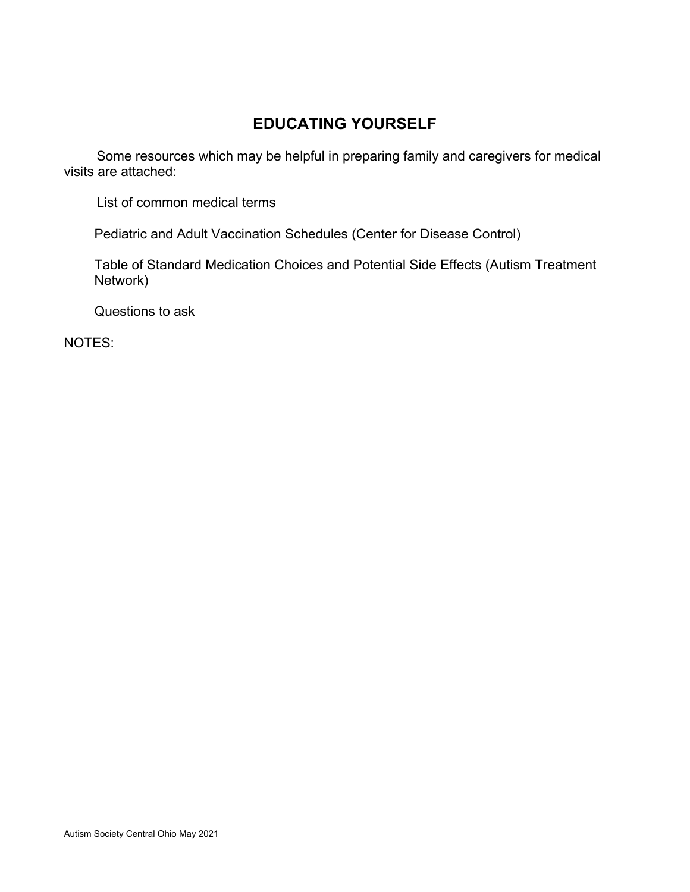# EDUCATING YOURSELF

Some resources which may be helpful in preparing family and caregivers for medical visits are attached:

List of common medical terms

Pediatric and Adult Vaccination Schedules (Center for Disease Control)

Table of Standard Medication Choices and Potential Side Effects (Autism Treatment Network)

Questions to ask

NOTES: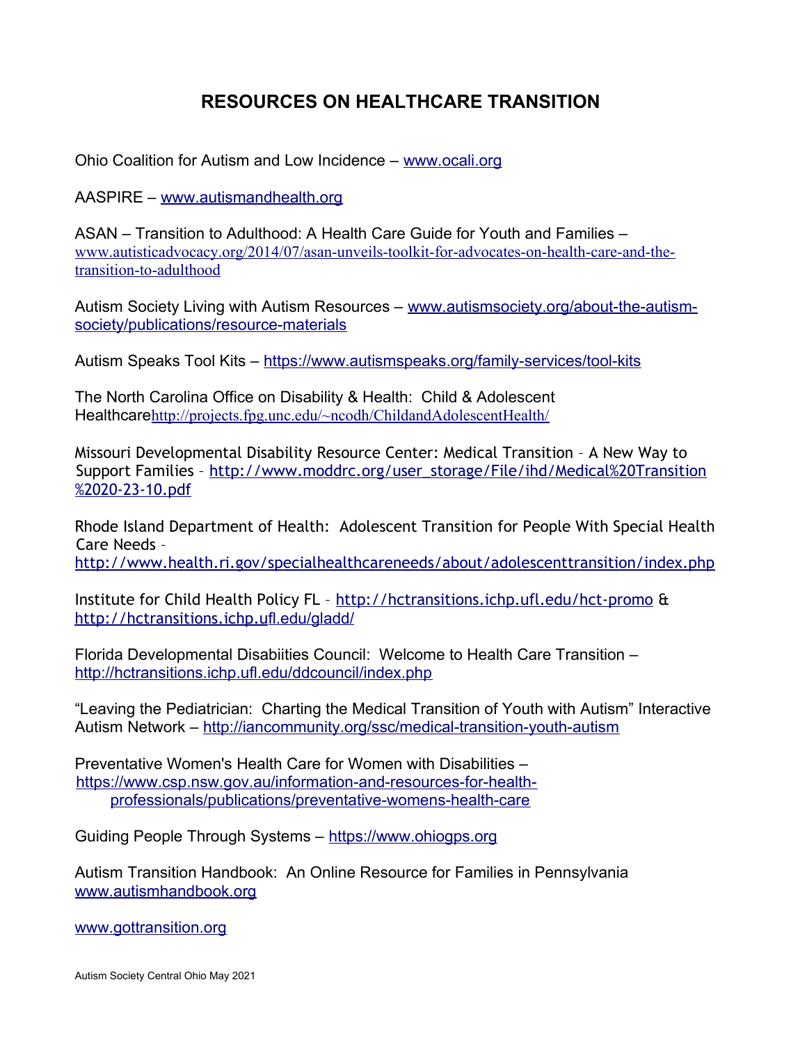# RESOURCES ON HEALTHCARE TRANSITION

Ohio Coalition for Autism and Low Incidence – www.ocali.org

AASPIRE – www.autismandhealth.org

ASAN – Transition to Adulthood: A Health Care Guide for Youth and Families – www.autisticadvocacy.org/2014/07/asan-unveils-toolkit-for-advocates-on-health-care-and-the-transition-to-adulthood

Autism Society Living with Autism Resources – www.autismsociety.org/about-the-autism-society/publications/resource-materials

Autism Speaks Tool Kits – https://www.autismspeaks.org/family-services/tool-kits

The North Carolina Office on Disability & Health: Child & Adolescent Healthcarehttp://projects.fpg.unc.edu/~ncodh/ChildandAdolescentHealth/

Missouri Developmental Disability Resource Center: Medical Transition – A New Way to Support Families – http://www.moddrc.org/user_storage/File/ihd/Medical%20Transition%2020-23-10.pdf

Rhode Island Department of Health: Adolescent Transition for People With Special Health Care Needs – http://www.health.ri.gov/specialhealthcareneeds/about/adolescenttransition/index.php

Institute for Child Health Policy FL – http://hctransitions.ichp.ufl.edu/hct-promo & http://hctransitions.ichp.ufl.edu/gladd/

Florida Developmental Disabiities Council: Welcome to Health Care Transition – http://hctransitions.ichp.ufl.edu/ddcouncil/index.php

"Leaving the Pediatrician: Charting the Medical Transition of Youth with Autism" Interactive Autism Network – http://iancommunity.org/ssc/medical-transition-youth-autism

Preventative Women's Health Care for Women with Disabilities – https://www.csp.nsw.gov.au/information-and-resources-for-health-professionals/publications/preventative-womens-health-care

Guiding People Through Systems – https://www.ohiogps.org

Autism Transition Handbook: An Online Resource for Families in Pennsylvania www.autismhandbook.org

www.gottransition.org

Autism Society Central Ohio May 2021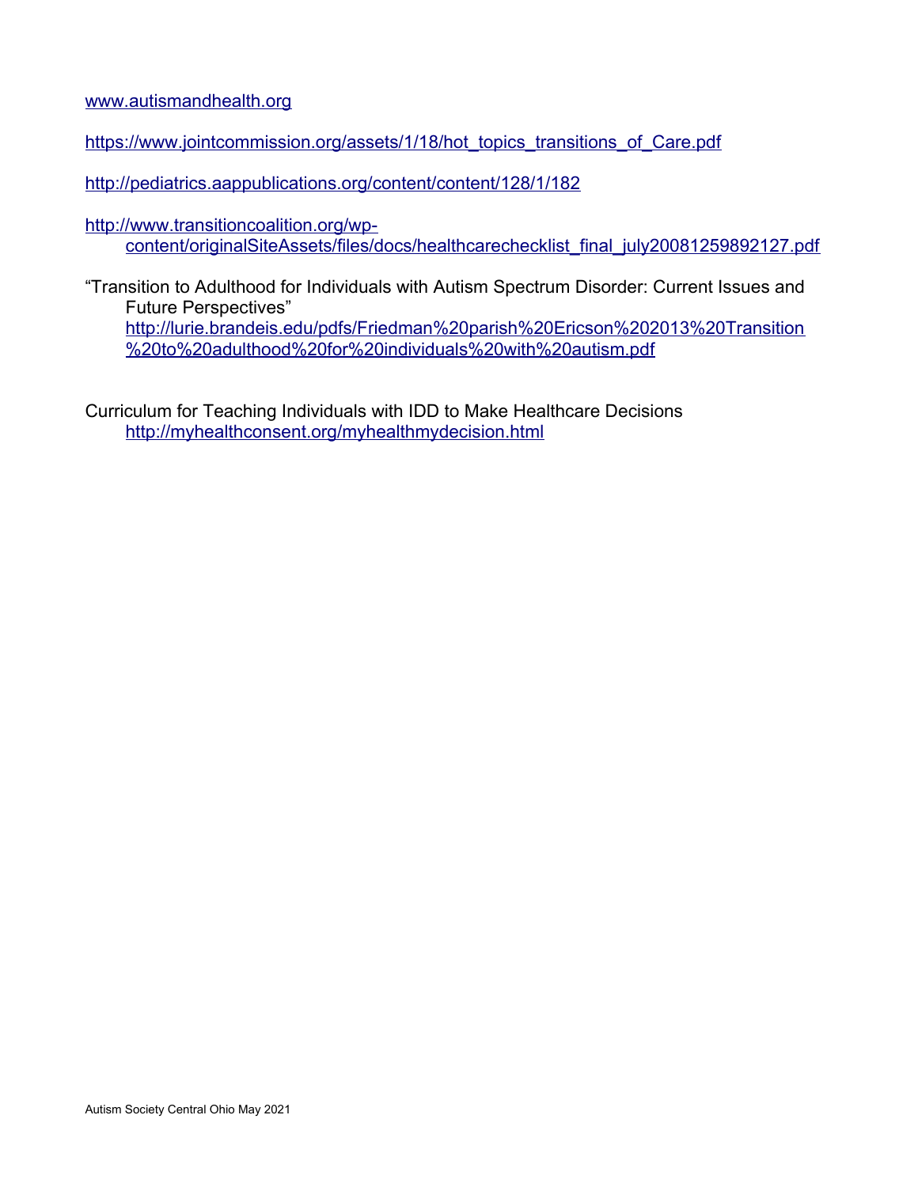www.autismandhealth.org

https://www.jointcommission.org/assets/1/18/hot_topics_transitions_of_Care.pdf

http://pediatrics.aappublications.org/content/content/128/1/182

http://www.transitioncoalition.org/wp-content/originalSiteAssets/files/docs/healthcarechecklist_final_july20081259892127.pdf

"Transition to Adulthood for Individuals with Autism Spectrum Disorder: Current Issues and Future Perspectives"
http://lurie.brandeis.edu/pdfs/Friedman%20parish%20Ericson%202013%20Transition%20to%20adulthood%20for%20individuals%20with%20autism.pdf

Curriculum for Teaching Individuals with IDD to Make Healthcare Decisions
http://myhealthconsent.org/myhealthmydecision.html

Autism Society Central Ohio May 2021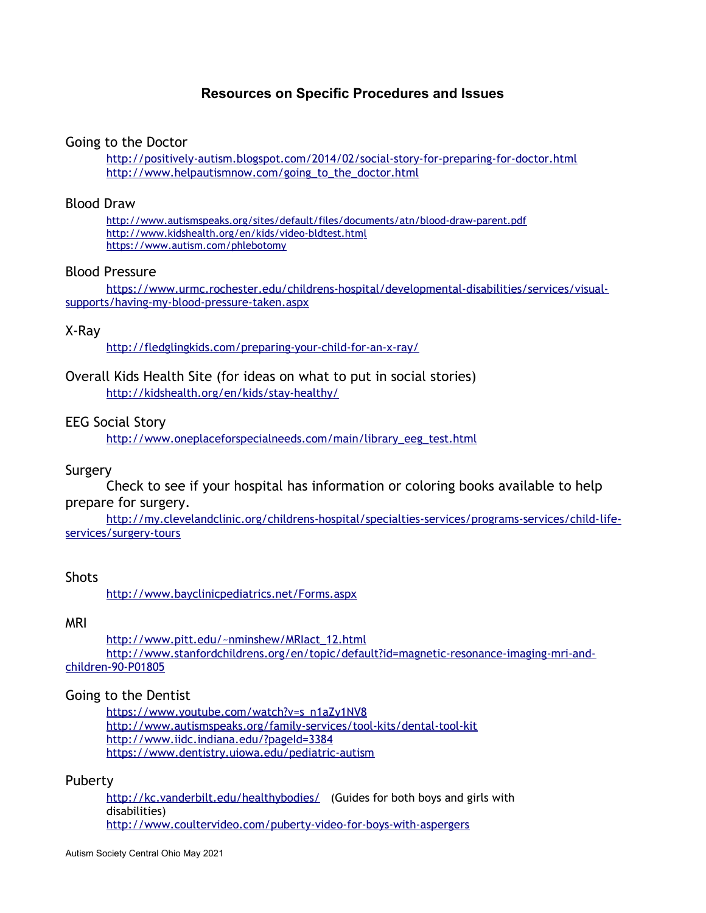## Resources on Specific Procedures and Issues

### Going to the Doctor

http://positively-autism.blogspot.com/2014/02/social-story-for-preparing-for-doctor.html
http://www.helpautismnow.com/going_to_the_doctor.html

### Blood Draw

http://www.autismspeaks.org/sites/default/files/documents/atn/blood-draw-parent.pdf
http://www.kidshealth.org/en/kids/video-bldtest.html
https://www.autism.com/phlebotomy

### Blood Pressure

https://www.urmc.rochester.edu/childrens-hospital/developmental-disabilities/services/visual-supports/having-my-blood-pressure-taken.aspx

### X-Ray

http://fledglingkids.com/preparing-your-child-for-an-x-ray/

### Overall Kids Health Site (for ideas on what to put in social stories)

http://kidshealth.org/en/kids/stay-healthy/

### EEG Social Story

http://www.oneplaceforspecialneeds.com/main/library_eeg_test.html

### Surgery

Check to see if your hospital has information or coloring books available to help prepare for surgery.

http://my.clevelandclinic.org/childrens-hospital/specialties-services/programs-services/child-life-services/surgery-tours

### Shots

http://www.bayclinicpediatrics.net/Forms.aspx

### MRI

http://www.pitt.edu/~nminshew/MRIact_12.html
http://www.stanfordchildrens.org/en/topic/default?id=magnetic-resonance-imaging-mri-and-children-90-P01805

### Going to the Dentist

https://www.youtube.com/watch?v=s_n1aZy1NV8
http://www.autismspeaks.org/family-services/tool-kits/dental-tool-kit
http://www.iidc.indiana.edu/?pageId=3384
https://www.dentistry.uiowa.edu/pediatric-autism

### Puberty

http://kc.vanderbilt.edu/healthybodies/ (Guides for both boys and girls with disabilities)
http://www.coultervideo.com/puberty-video-for-boys-with-aspergers

Autism Society Central Ohio May 2021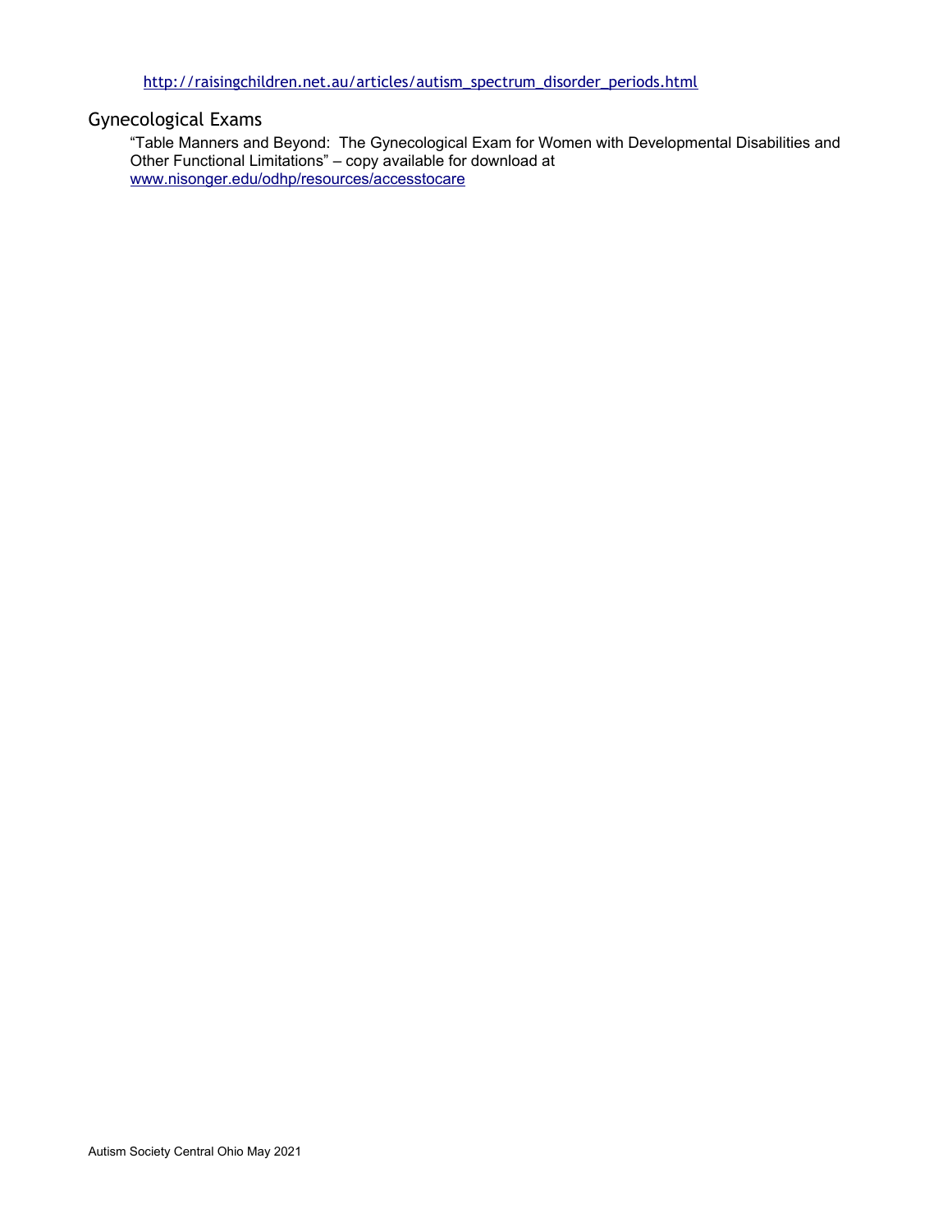http://raisingchildren.net.au/articles/autism_spectrum_disorder_periods.html

## Gynecological Exams

"Table Manners and Beyond: The Gynecological Exam for Women with Developmental Disabilities and Other Functional Limitations" – copy available for download at www.nisonger.edu/odhp/resources/accesstocare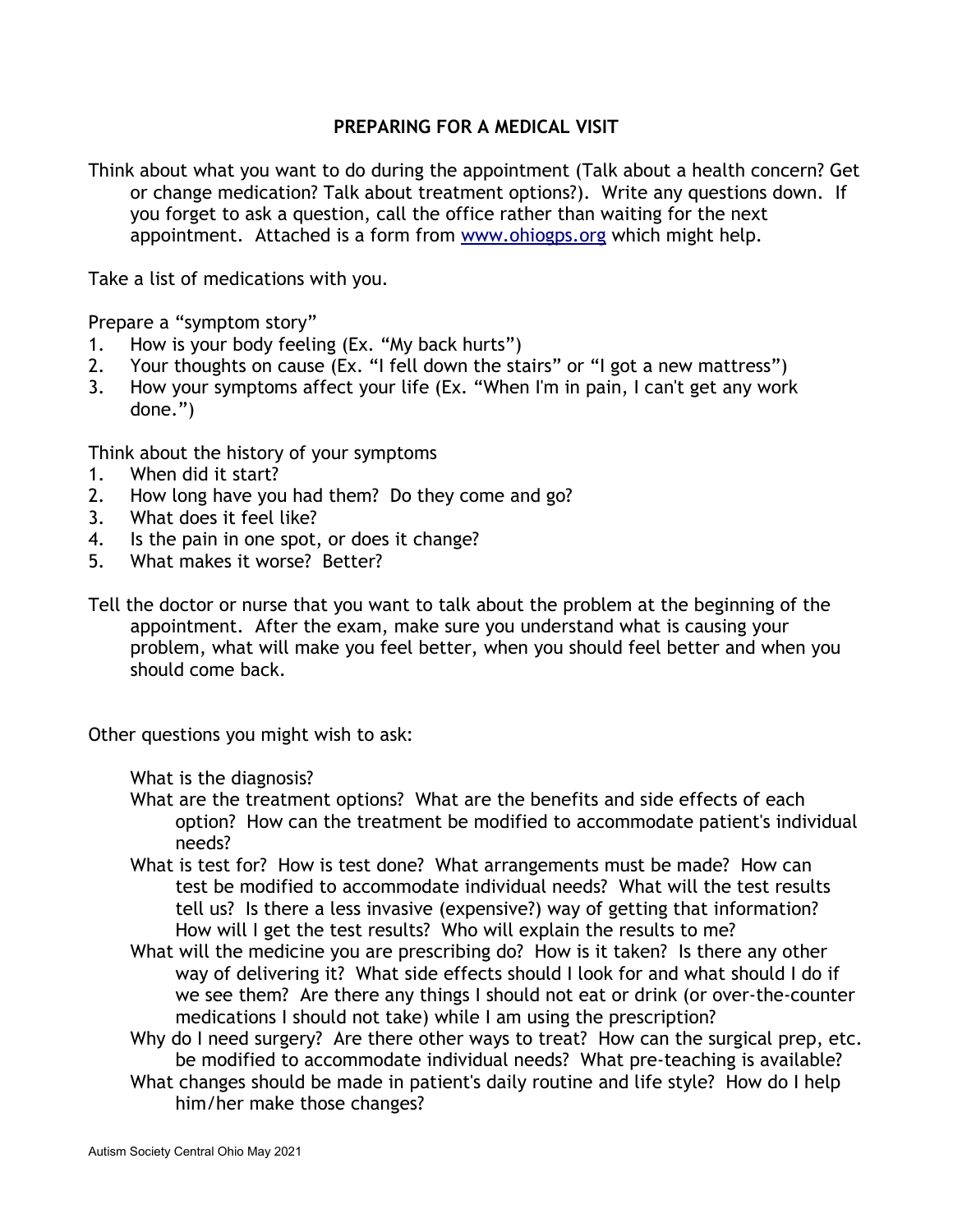## PREPARING FOR A MEDICAL VISIT

Think about what you want to do during the appointment (Talk about a health concern? Get or change medication? Talk about treatment options?). Write any questions down. If you forget to ask a question, call the office rather than waiting for the next appointment. Attached is a form from [www.ohiogps.org](http://www.ohiogps.org) which might help.

Take a list of medications with you.

Prepare a "symptom story"

1. How is your body feeling (Ex. "My back hurts")
2. Your thoughts on cause (Ex. "I fell down the stairs" or "I got a new mattress")
3. How your symptoms affect your life (Ex. "When I'm in pain, I can't get any work done.")

Think about the history of your symptoms

1. When did it start?
2. How long have you had them? Do they come and go?
3. What does it feel like?
4. Is the pain in one spot, or does it change?
5. What makes it worse? Better?

Tell the doctor or nurse that you want to talk about the problem at the beginning of the appointment. After the exam, make sure you understand what is causing your problem, what will make you feel better, when you should feel better and when you should come back.

Other questions you might wish to ask:

- What is the diagnosis?
- What are the treatment options? What are the benefits and side effects of each option? How can the treatment be modified to accommodate patient's individual needs?
- What is test for? How is test done? What arrangements must be made? How can test be modified to accommodate individual needs? What will the test results tell us? Is there a less invasive (expensive?) way of getting that information? How will I get the test results? Who will explain the results to me?
- What will the medicine you are prescribing do? How is it taken? Is there any other way of delivering it? What side effects should I look for and what should I do if we see them? Are there any things I should not eat or drink (or over-the-counter medications I should not take) while I am using the prescription?
- Why do I need surgery? Are there other ways to treat? How can the surgical prep, etc. be modified to accommodate individual needs? What pre-teaching is available?
- What changes should be made in patient's daily routine and life style? How do I help him/her make those changes?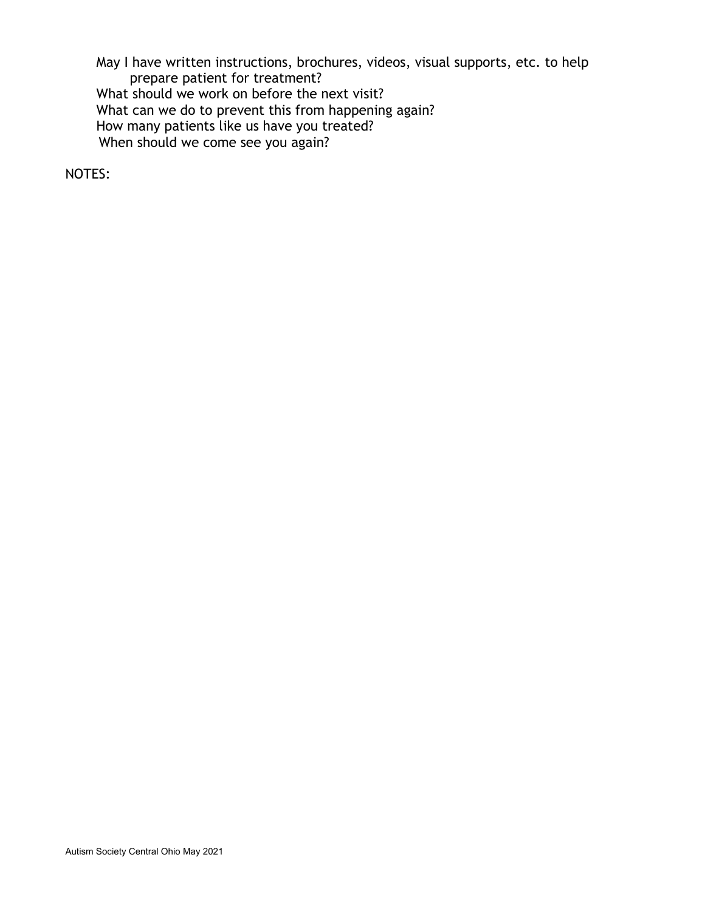May I have written instructions, brochures, videos, visual supports, etc. to help prepare patient for treatment?

What should we work on before the next visit?

What can we do to prevent this from happening again?

How many patients like us have you treated?

When should we come see you again?

NOTES: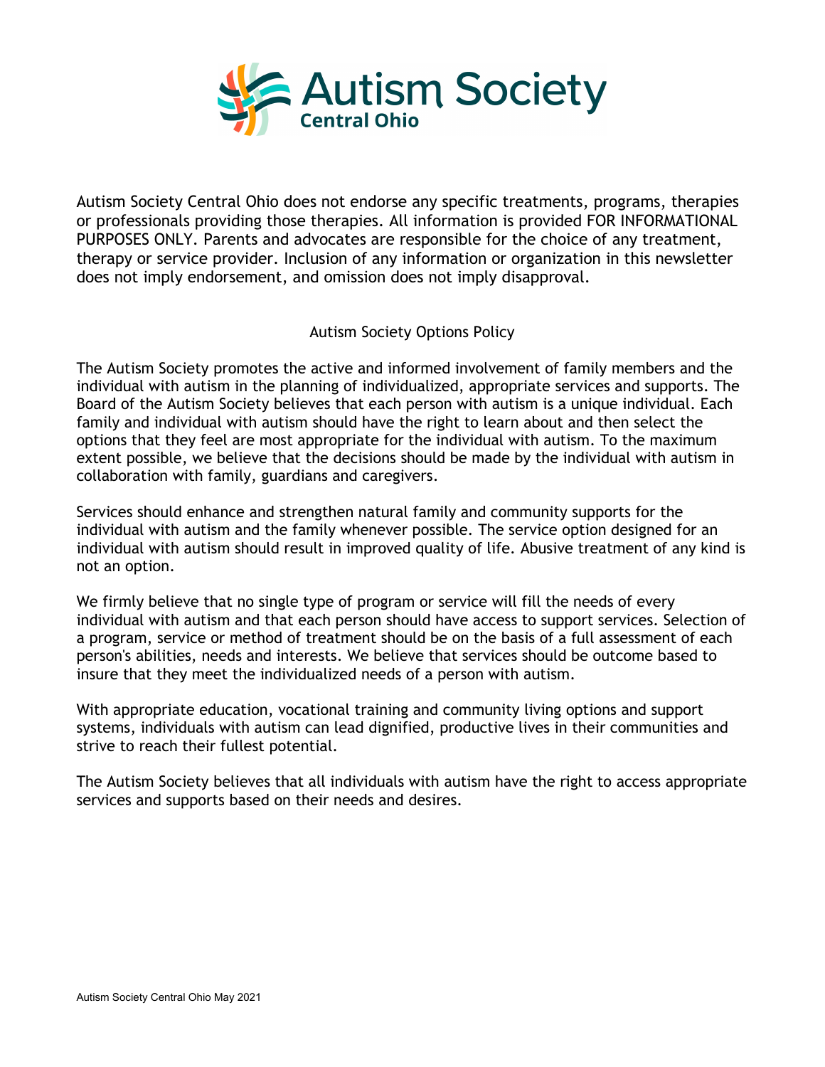Autism Society Central Ohio does not endorse any specific treatments, programs, therapies or professionals providing those therapies. All information is provided FOR INFORMATIONAL PURPOSES ONLY. Parents and advocates are responsible for the choice of any treatment, therapy or service provider. Inclusion of any information or organization in this newsletter does not imply endorsement, and omission does not imply disapproval.

## Autism Society Options Policy

The Autism Society promotes the active and informed involvement of family members and the individual with autism in the planning of individualized, appropriate services and supports. The Board of the Autism Society believes that each person with autism is a unique individual. Each family and individual with autism should have the right to learn about and then select the options that they feel are most appropriate for the individual with autism. To the maximum extent possible, we believe that the decisions should be made by the individual with autism in collaboration with family, guardians and caregivers.

Services should enhance and strengthen natural family and community supports for the individual with autism and the family whenever possible. The service option designed for an individual with autism should result in improved quality of life. Abusive treatment of any kind is not an option.

We firmly believe that no single type of program or service will fill the needs of every individual with autism and that each person should have access to support services. Selection of a program, service or method of treatment should be on the basis of a full assessment of each person's abilities, needs and interests. We believe that services should be outcome based to insure that they meet the individualized needs of a person with autism.

With appropriate education, vocational training and community living options and support systems, individuals with autism can lead dignified, productive lives in their communities and strive to reach their fullest potential.

The Autism Society believes that all individuals with autism have the right to access appropriate services and supports based on their needs and desires.